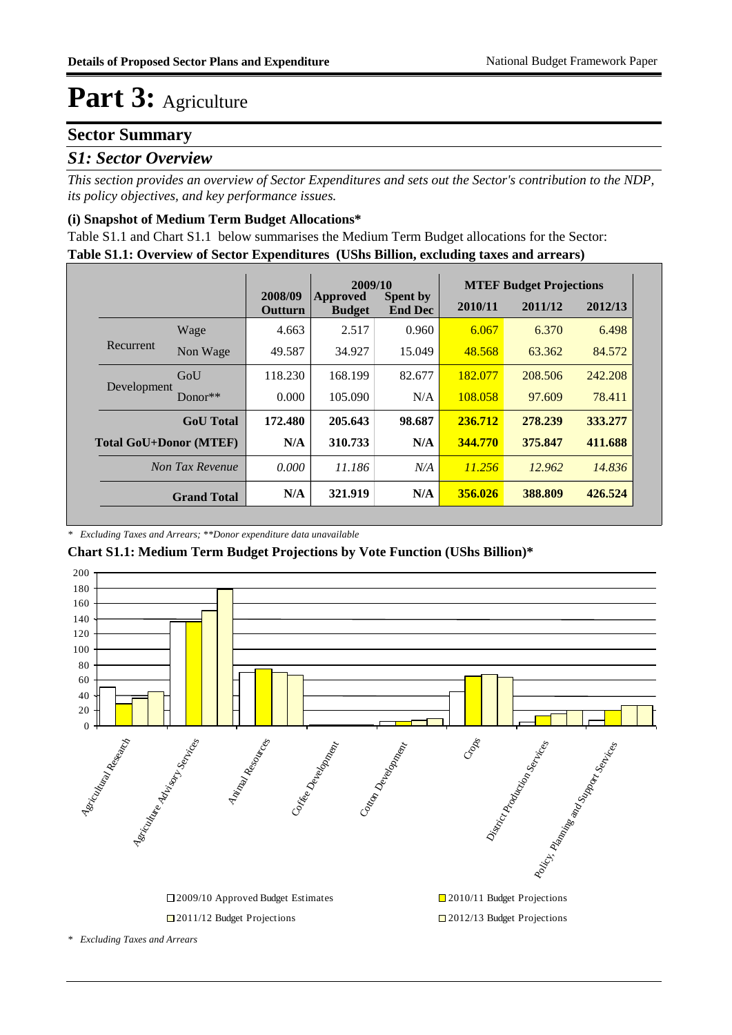# Part 3: Agriculture

## Sector Summary

### *S1: Sector Overview*

*This section provides an overview of Sector Expenditures and sets out the Sector's contribution to the NDP, its policy objectives, and key performance issues.*

#### (i) Snapshot of Medium Term Budget Allocations*

Table S1.1 and Chart S1.1 below summarises the Medium Term Budget allocations for the Sector:

**Table S1.1: Overview of Sector Expenditures (UShs Billion, excluding taxes and arrears)**

| | | 2008/09 Outturn | 2009/10 Approved Budget | 2009/10 Spent by End Dec | MTEF Budget Projections 2010/11 | 2011/12 | 2012/13 |
|---|---|---|---|---|---|---|---|
| Recurrent | Wage | 4.663 | 2.517 | 0.960 | 6.067 | 6.370 | 6.498 |
| | Non Wage | 49.587 | 34.927 | 15.049 | 48.568 | 63.362 | 84.572 |
| Development | GoU | 118.230 | 168.199 | 82.677 | 182.077 | 208.506 | 242.208 |
| | Donor** | 0.000 | 105.090 | N/A | 108.058 | 97.609 | 78.411 |
| | **GoU Total** | **172.480** | **205.643** | **98.687** | **236.712** | **278.239** | **333.277** |
| **Total GoU+Donor (MTEF)** | | **N/A** | **310.733** | **N/A** | **344.770** | **375.847** | **411.688** |
| | *Non Tax Revenue* | *0.000* | *11.186* | *N/A* | *11.256* | *12.962* | *14.836* |
| | **Grand Total** | **N/A** | **321.919** | **N/A** | **356.026** | **388.809** | **426.524** |

*\* Excluding Taxes and Arrears; \*\*Donor expenditure data unavailable*

**Chart S1.1: Medium Term Budget Projections by Vote Function (UShs Billion)***

*\* Excluding Taxes and Arrears*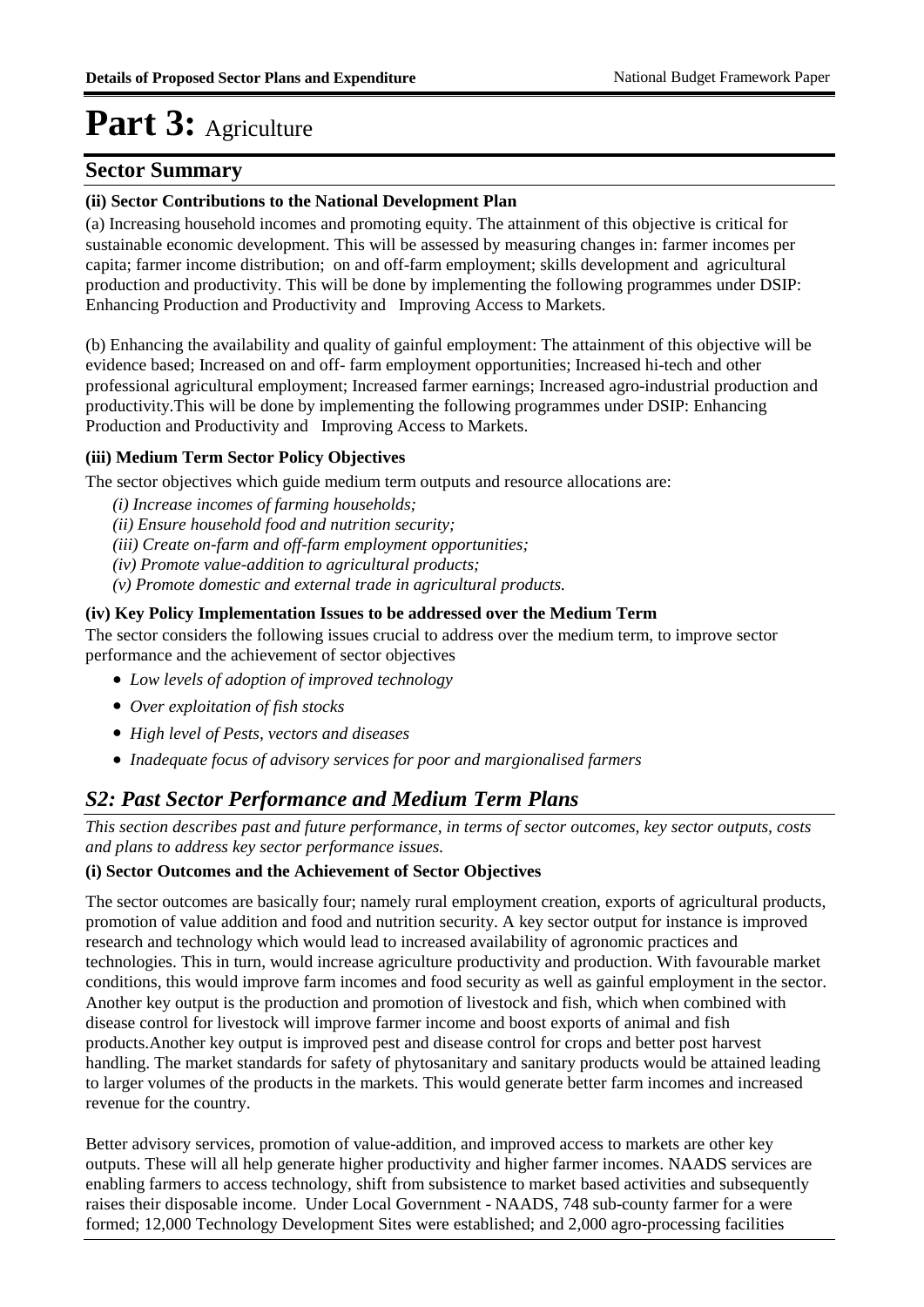# Part 3: Agriculture

## Sector Summary

### (ii) Sector Contributions to the National Development Plan

(a) Increasing household incomes and promoting equity. The attainment of this objective is critical for sustainable economic development. This will be assessed by measuring changes in: farmer incomes per capita; farmer income distribution; on and off-farm employment; skills development and agricultural production and productivity. This will be done by implementing the following programmes under DSIP: Enhancing Production and Productivity and Improving Access to Markets.

(b) Enhancing the availability and quality of gainful employment: The attainment of this objective will be evidence based; Increased on and off- farm employment opportunities; Increased hi-tech and other professional agricultural employment; Increased farmer earnings; Increased agro-industrial production and productivity.This will be done by implementing the following programmes under DSIP: Enhancing Production and Productivity and Improving Access to Markets.

### (iii) Medium Term Sector Policy Objectives

The sector objectives which guide medium term outputs and resource allocations are:

*(i) Increase incomes of farming households;*
*(ii) Ensure household food and nutrition security;*
*(iii) Create on-farm and off-farm employment opportunities;*
*(iv) Promote value-addition to agricultural products;*
*(v) Promote domestic and external trade in agricultural products.*

### (iv) Key Policy Implementation Issues to be addressed over the Medium Term

The sector considers the following issues crucial to address over the medium term, to improve sector performance and the achievement of sector objectives

- *Low levels of adoption of improved technology*
- *Over exploitation of fish stocks*
- *High level of Pests, vectors and diseases*
- *Inadequate focus of advisory services for poor and margionalised farmers*

## *S2: Past Sector Performance and Medium Term Plans*

*This section describes past and future performance, in terms of sector outcomes, key sector outputs, costs and plans to address key sector performance issues.*

### (i) Sector Outcomes and the Achievement of Sector Objectives

The sector outcomes are basically four; namely rural employment creation, exports of agricultural products, promotion of value addition and food and nutrition security. A key sector output for instance is improved research and technology which would lead to increased availability of agronomic practices and technologies. This in turn, would increase agriculture productivity and production. With favourable market conditions, this would improve farm incomes and food security as well as gainful employment in the sector. Another key output is the production and promotion of livestock and fish, which when combined with disease control for livestock will improve farmer income and boost exports of animal and fish products.Another key output is improved pest and disease control for crops and better post harvest handling. The market standards for safety of phytosanitary and sanitary products would be attained leading to larger volumes of the products in the markets. This would generate better farm incomes and increased revenue for the country.

Better advisory services, promotion of value-addition, and improved access to markets are other key outputs. These will all help generate higher productivity and higher farmer incomes. NAADS services are enabling farmers to access technology, shift from subsistence to market based activities and subsequently raises their disposable income. Under Local Government - NAADS, 748 sub-county farmer for a were formed; 12,000 Technology Development Sites were established; and 2,000 agro-processing facilities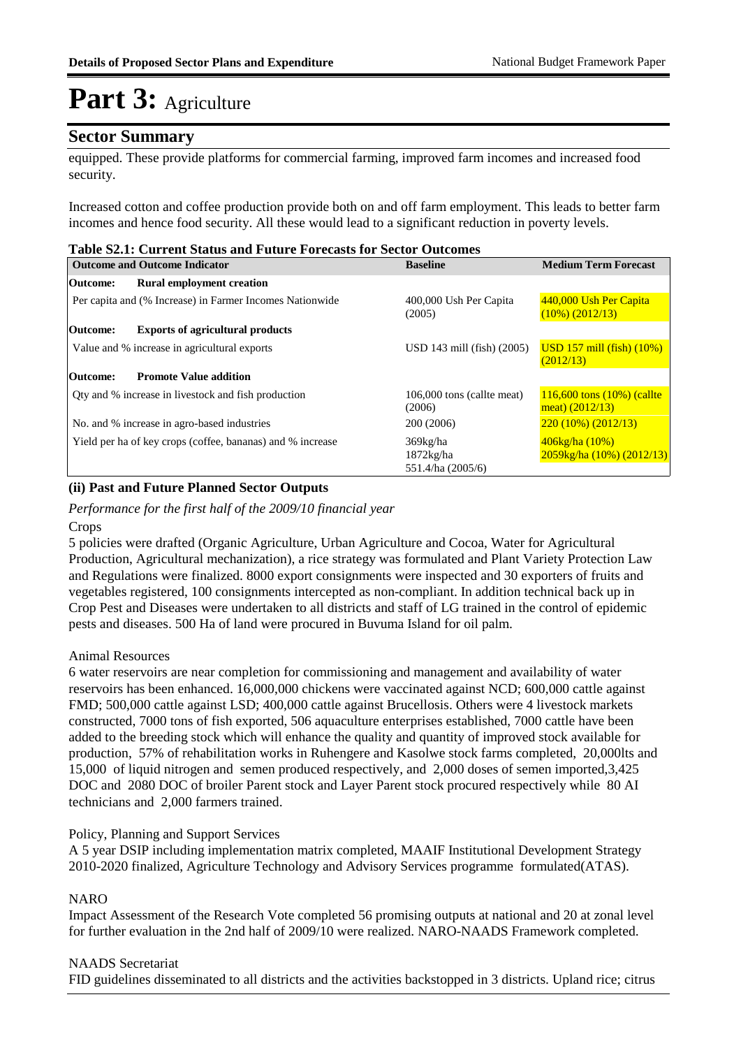# Part 3: Agriculture

## Sector Summary

equipped. These provide platforms for commercial farming, improved farm incomes and increased food security.

Increased cotton and coffee production provide both on and off farm employment. This leads to better farm incomes and hence food security. All these would lead to a significant reduction in poverty levels.

**Table S2.1: Current Status and Future Forecasts for Sector Outcomes**

| Outcome and Outcome Indicator | Baseline | Medium Term Forecast |
|---|---|---|
| **Outcome: Rural employment creation** | | |
| Per capita and (% Increase) in Farmer Incomes Nationwide | 400,000 Ush Per Capita (2005) | 440,000 Ush Per Capita (10%) (2012/13) |
| **Outcome: Exports of agricultural products** | | |
| Value and % increase in agricultural exports | USD 143 mill (fish) (2005) | USD 157 mill (fish) (10%) (2012/13) |
| **Outcome: Promote Value addition** | | |
| Qty and % increase in livestock and fish production | 106,000 tons (callte meat) (2006) | 116,600 tons (10%) (callte meat) (2012/13) |
| No. and % increase in agro-based industries | 200 (2006) | 220 (10%) (2012/13) |
| Yield per ha of key crops (coffee, bananas) and % increase | 369kg/ha<br>1872kg/ha<br>551.4/ha (2005/6) | 406kg/ha (10%)<br>2059kg/ha (10%) (2012/13) |

### (ii) Past and Future Planned Sector Outputs

*Performance for the first half of the 2009/10 financial year*

Crops

5 policies were drafted (Organic Agriculture, Urban Agriculture and Cocoa, Water for Agricultural Production, Agricultural mechanization), a rice strategy was formulated and Plant Variety Protection Law and Regulations were finalized. 8000 export consignments were inspected and 30 exporters of fruits and vegetables registered, 100 consignments intercepted as non-compliant. In addition technical back up in Crop Pest and Diseases were undertaken to all districts and staff of LG trained in the control of epidemic pests and diseases. 500 Ha of land were procured in Buvuma Island for oil palm.

Animal Resources

6 water reservoirs are near completion for commissioning and management and availability of water reservoirs has been enhanced. 16,000,000 chickens were vaccinated against NCD; 600,000 cattle against FMD; 500,000 cattle against LSD; 400,000 cattle against Brucellosis. Others were 4 livestock markets constructed, 7000 tons of fish exported, 506 aquaculture enterprises established, 7000 cattle have been added to the breeding stock which will enhance the quality and quantity of improved stock available for production, 57% of rehabilitation works in Ruhengere and Kasolwe stock farms completed, 20,000lts and 15,000 of liquid nitrogen and semen produced respectively, and 2,000 doses of semen imported,3,425 DOC and 2080 DOC of broiler Parent stock and Layer Parent stock procured respectively while 80 AI technicians and 2,000 farmers trained.

Policy, Planning and Support Services

A 5 year DSIP including implementation matrix completed, MAAIF Institutional Development Strategy 2010-2020 finalized, Agriculture Technology and Advisory Services programme formulated(ATAS).

NARO

Impact Assessment of the Research Vote completed 56 promising outputs at national and 20 at zonal level for further evaluation in the 2nd half of 2009/10 were realized. NARO-NAADS Framework completed.

NAADS Secretariat

FID guidelines disseminated to all districts and the activities backstopped in 3 districts. Upland rice; citrus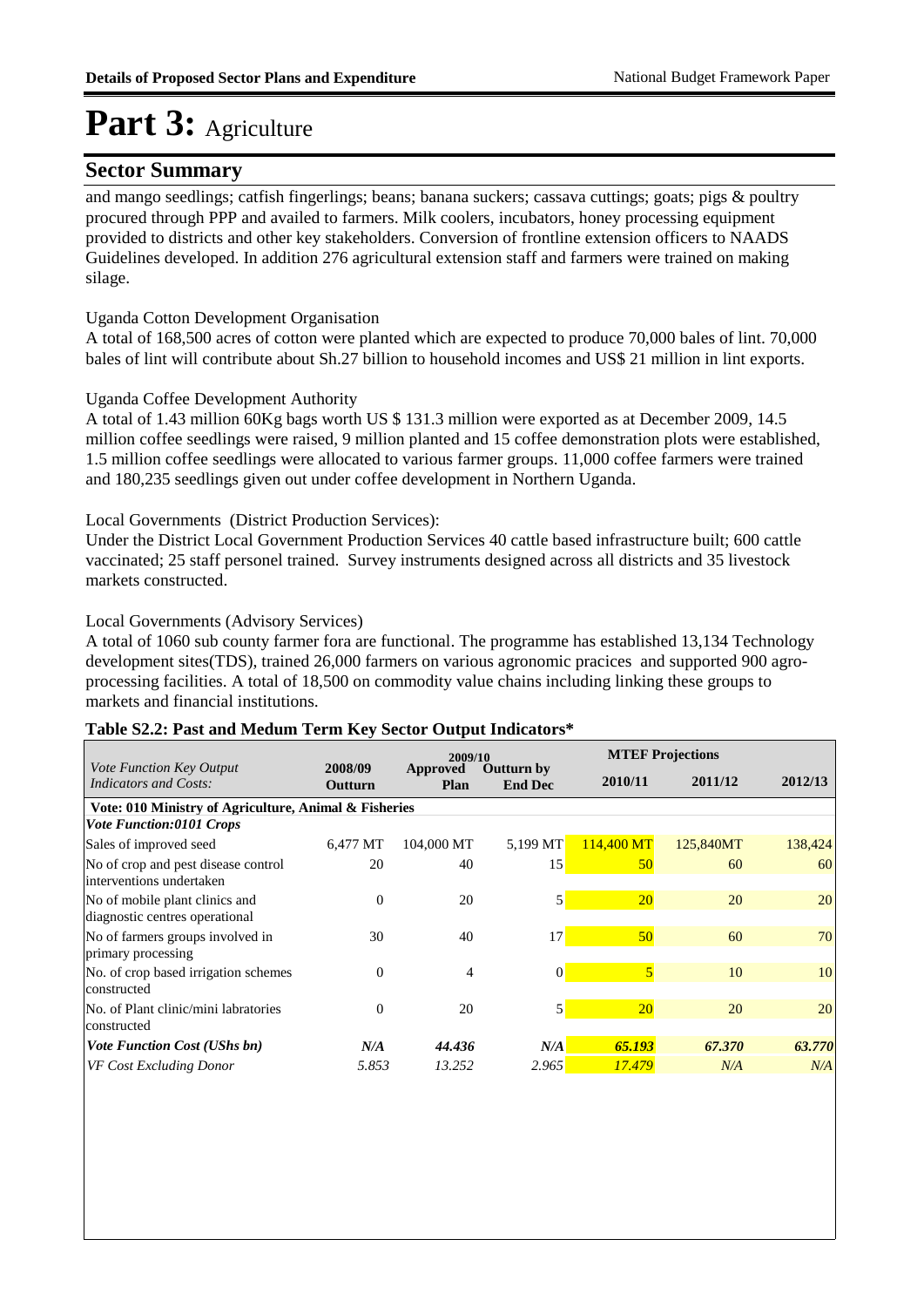# Part 3: Agriculture

## Sector Summary

and mango seedlings; catfish fingerlings; beans; banana suckers; cassava cuttings; goats; pigs & poultry procured through PPP and availed to farmers. Milk coolers, incubators, honey processing equipment provided to districts and other key stakeholders. Conversion of frontline extension officers to NAADS Guidelines developed. In addition 276 agricultural extension staff and farmers were trained on making silage.

Uganda Cotton Development Organisation

A total of 168,500 acres of cotton were planted which are expected to produce 70,000 bales of lint. 70,000 bales of lint will contribute about Sh.27 billion to household incomes and US$ 21 million in lint exports.

Uganda Coffee Development Authority

A total of 1.43 million 60Kg bags worth US $ 131.3 million were exported as at December 2009, 14.5 million coffee seedlings were raised, 9 million planted and 15 coffee demonstration plots were established, 1.5 million coffee seedlings were allocated to various farmer groups. 11,000 coffee farmers were trained and 180,235 seedlings given out under coffee development in Northern Uganda.

Local Governments (District Production Services):

Under the District Local Government Production Services 40 cattle based infrastructure built; 600 cattle vaccinated; 25 staff personel trained. Survey instruments designed across all districts and 35 livestock markets constructed.

Local Governments (Advisory Services)

A total of 1060 sub county farmer fora are functional. The programme has established 13,134 Technology development sites(TDS), trained 26,000 farmers on various agronomic pracices and supported 900 agro-processing facilities. A total of 18,500 on commodity value chains including linking these groups to markets and financial institutions.

**Table S2.2: Past and Medum Term Key Sector Output Indicators***

| *Vote Function Key Output Indicators and Costs:* | 2008/09 Outturn | 2009/10 Approved Plan | 2009/10 Outturn by End Dec | MTEF Projections 2010/11 | 2011/12 | 2012/13 |
|---|---|---|---|---|---|---|
| **Vote: 010 Ministry of Agriculture, Animal & Fisheries** | | | | | | |
| ***Vote Function:0101 Crops*** | | | | | | |
| Sales of improved seed | 6,477 MT | 104,000 MT | 5,199 MT | 114,400 MT | 125,840MT | 138,424 |
| No of crop and pest disease control interventions undertaken | 20 | 40 | 15 | 50 | 60 | 60 |
| No of mobile plant clinics and diagnostic centres operational | 0 | 20 | 5 | 20 | 20 | 20 |
| No of farmers groups involved in primary processing | 30 | 40 | 17 | 50 | 60 | 70 |
| No. of crop based irrigation schemes constructed | 0 | 4 | 0 | 5 | 10 | 10 |
| No. of Plant clinic/mini labratories constructed | 0 | 20 | 5 | 20 | 20 | 20 |
| ***Vote Function Cost (UShs bn)*** | ***N/A*** | ***44.436*** | ***N/A*** | ***65.193*** | ***67.370*** | ***63.770*** |
| *VF Cost Excluding Donor* | *5.853* | *13.252* | *2.965* | *17.479* | *N/A* | *N/A* |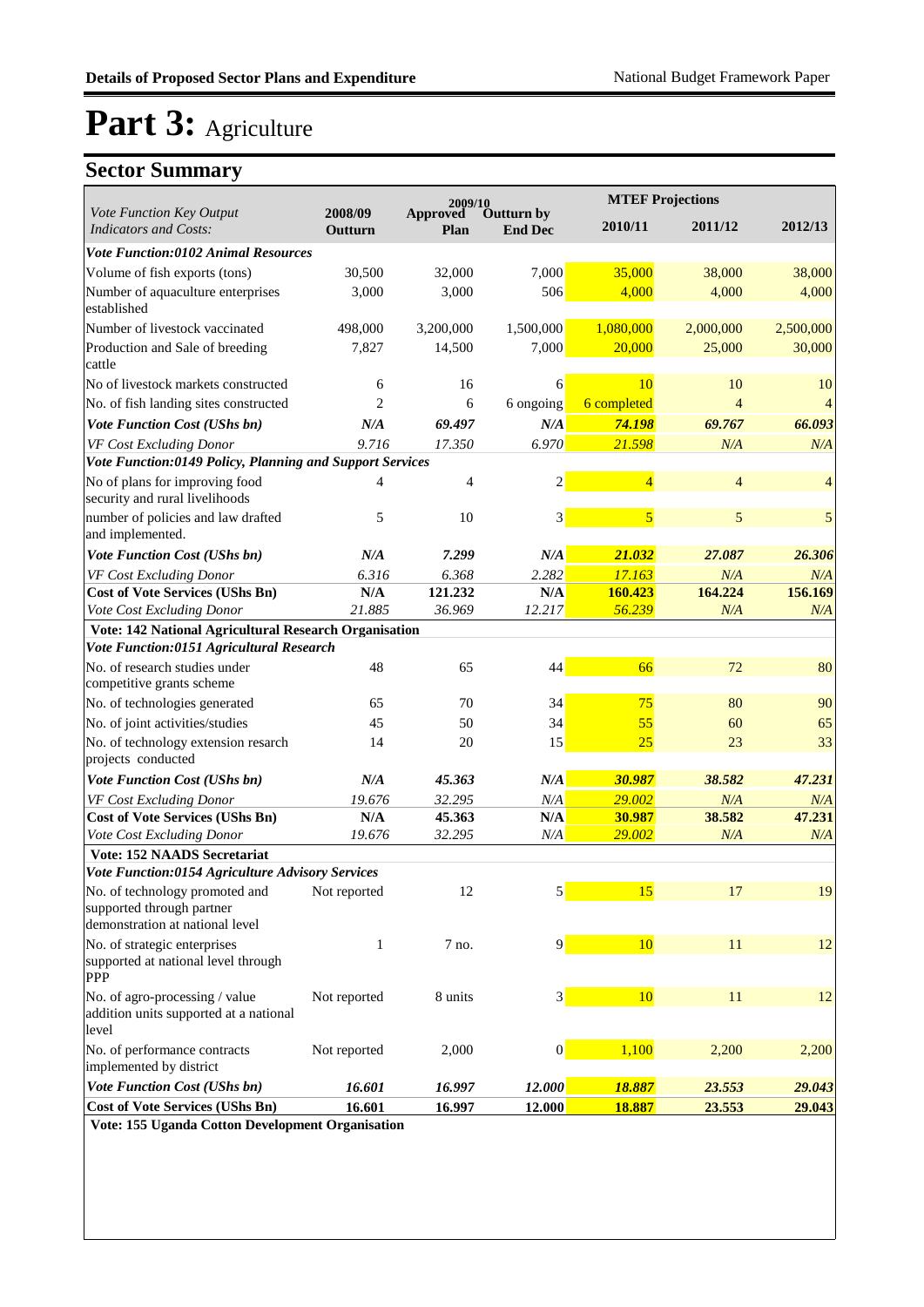# Part 3: Agriculture

## Sector Summary

| Vote Function Key Output Indicators and Costs: | 2008/09 Outturn | 2009/10 Approved Plan | 2009/10 Outturn by End Dec | MTEF Projections 2010/11 | 2011/12 | 2012/13 |
|---|---|---|---|---|---|---|
| ***Vote Function:0102 Animal Resources*** | | | | | | |
| Volume of fish exports (tons) | 30,500 | 32,000 | 7,000 | 35,000 | 38,000 | 38,000 |
| Number of aquaculture enterprises established | 3,000 | 3,000 | 506 | 4,000 | 4,000 | 4,000 |
| Number of livestock vaccinated | 498,000 | 3,200,000 | 1,500,000 | 1,080,000 | 2,000,000 | 2,500,000 |
| Production and Sale of breeding cattle | 7,827 | 14,500 | 7,000 | 20,000 | 25,000 | 30,000 |
| No of livestock markets constructed | 6 | 16 | 6 | 10 | 10 | 10 |
| No. of fish landing sites constructed | 2 | 6 | 6 ongoing | 6 completed | 4 | 4 |
| ***Vote Function Cost (UShs bn)*** | ***N/A*** | ***69.497*** | ***N/A*** | ***74.198*** | ***69.767*** | ***66.093*** |
| *VF Cost Excluding Donor* | *9.716* | *17.350* | *6.970* | *21.598* | *N/A* | *N/A* |
| ***Vote Function:0149 Policy, Planning and Support Services*** | | | | | | |
| No of plans for improving food security and rural livelihoods | 4 | 4 | 2 | 4 | 4 | 4 |
| number of policies and law drafted and implemented. | 5 | 10 | 3 | 5 | 5 | 5 |
| ***Vote Function Cost (UShs bn)*** | ***N/A*** | ***7.299*** | ***N/A*** | ***21.032*** | ***27.087*** | ***26.306*** |
| *VF Cost Excluding Donor* | *6.316* | *6.368* | *2.282* | *17.163* | *N/A* | *N/A* |
| **Cost of Vote Services (UShs Bn)** | **N/A** | **121.232** | **N/A** | **160.423** | **164.224** | **156.169** |
| *Vote Cost Excluding Donor* | *21.885* | *36.969* | *12.217* | *56.239* | *N/A* | *N/A* |
| **Vote: 142 National Agricultural Research Organisation** | | | | | | |
| ***Vote Function:0151 Agricultural Research*** | | | | | | |
| No. of research studies under competitive grants scheme | 48 | 65 | 44 | 66 | 72 | 80 |
| No. of technologies generated | 65 | 70 | 34 | 75 | 80 | 90 |
| No. of joint activities/studies | 45 | 50 | 34 | 55 | 60 | 65 |
| No. of technology extension resarch projects conducted | 14 | 20 | 15 | 25 | 23 | 33 |
| ***Vote Function Cost (UShs bn)*** | ***N/A*** | ***45.363*** | ***N/A*** | ***30.987*** | ***38.582*** | ***47.231*** |
| *VF Cost Excluding Donor* | *19.676* | *32.295* | *N/A* | *29.002* | *N/A* | *N/A* |
| **Cost of Vote Services (UShs Bn)** | **N/A** | **45.363** | **N/A** | **30.987** | **38.582** | **47.231** |
| *Vote Cost Excluding Donor* | *19.676* | *32.295* | *N/A* | *29.002* | *N/A* | *N/A* |
| **Vote: 152 NAADS Secretariat** | | | | | | |
| ***Vote Function:0154 Agriculture Advisory Services*** | | | | | | |
| No. of technology promoted and supported through partner demonstration at national level | Not reported | 12 | 5 | 15 | 17 | 19 |
| No. of strategic enterprises supported at national level through PPP | 1 | 7 no. | 9 | 10 | 11 | 12 |
| No. of agro-processing / value addition units supported at a national level | Not reported | 8 units | 3 | 10 | 11 | 12 |
| No. of performance contracts implemented by district | Not reported | 2,000 | 0 | 1,100 | 2,200 | 2,200 |
| ***Vote Function Cost (UShs bn)*** | ***16.601*** | ***16.997*** | ***12.000*** | ***18.887*** | ***23.553*** | ***29.043*** |
| **Cost of Vote Services (UShs Bn)** | **16.601** | **16.997** | **12.000** | **18.887** | **23.553** | **29.043** |
| **Vote: 155 Uganda Cotton Development Organisation** | | | | | | |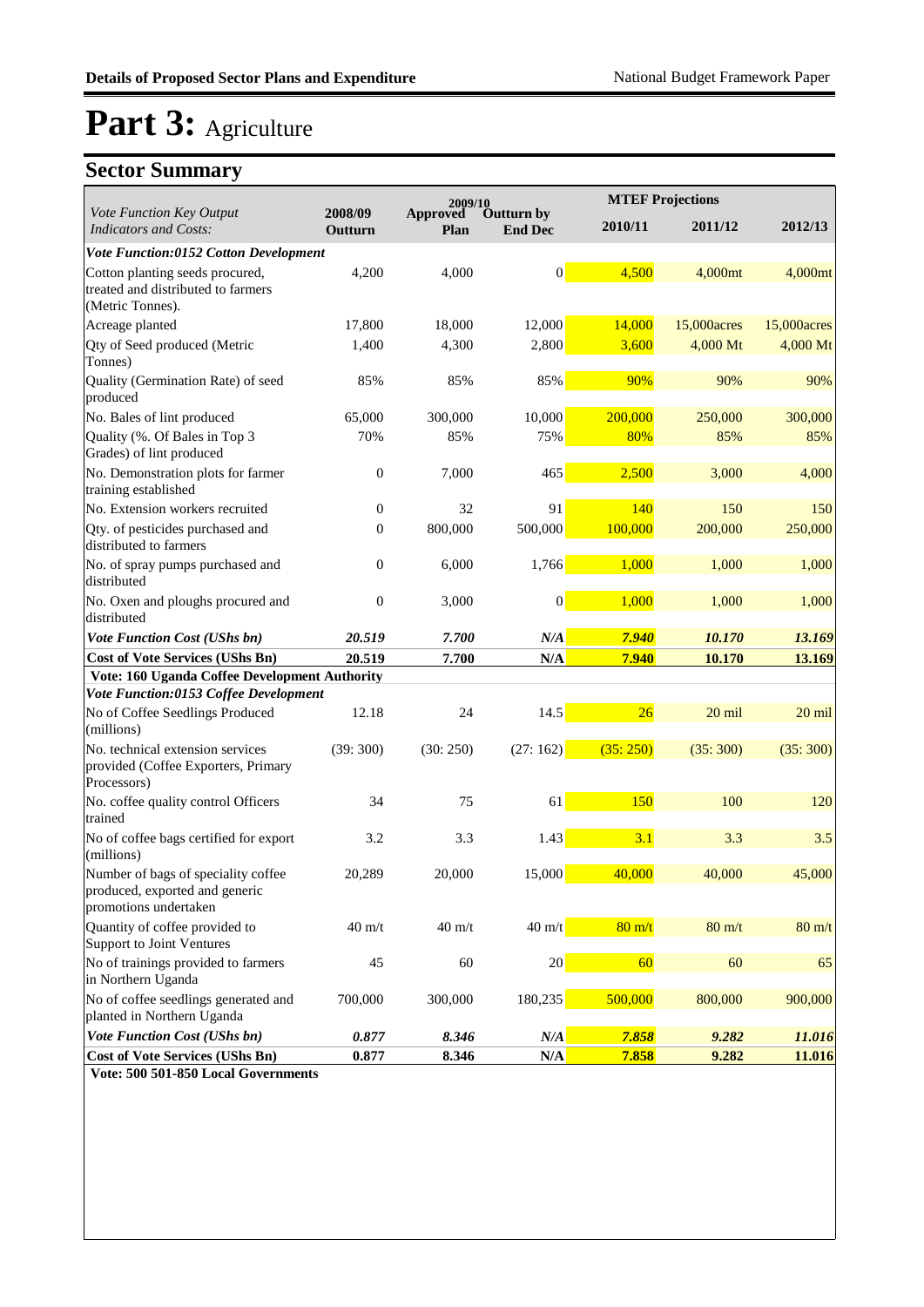# Part 3: Agriculture

## Sector Summary

| *Vote Function Key Output Indicators and Costs:* | 2008/09 Outturn | 2009/10 Approved Plan | 2009/10 Outturn by End Dec | MTEF Projections 2010/11 | MTEF Projections 2011/12 | MTEF Projections 2012/13 |
|---|---|---|---|---|---|---|
| ***Vote Function:0152 Cotton Development*** | | | | | | |
| Cotton planting seeds procured, treated and distributed to farmers (Metric Tonnes). | 4,200 | 4,000 | 0 | 4,500 | 4,000mt | 4,000mt |
| Acreage planted | 17,800 | 18,000 | 12,000 | 14,000 | 15,000acres | 15,000acres |
| Qty of Seed produced (Metric Tonnes) | 1,400 | 4,300 | 2,800 | 3,600 | 4,000 Mt | 4,000 Mt |
| Quality (Germination Rate) of seed produced | 85% | 85% | 85% | 90% | 90% | 90% |
| No. Bales of lint produced | 65,000 | 300,000 | 10,000 | 200,000 | 250,000 | 300,000 |
| Quality (%. Of Bales in Top 3 Grades) of lint produced | 70% | 85% | 75% | 80% | 85% | 85% |
| No. Demonstration plots for farmer training established | 0 | 7,000 | 465 | 2,500 | 3,000 | 4,000 |
| No. Extension workers recruited | 0 | 32 | 91 | 140 | 150 | 150 |
| Qty. of pesticides purchased and distributed to farmers | 0 | 800,000 | 500,000 | 100,000 | 200,000 | 250,000 |
| No. of spray pumps purchased and distributed | 0 | 6,000 | 1,766 | 1,000 | 1,000 | 1,000 |
| No. Oxen and ploughs procured and distributed | 0 | 3,000 | 0 | 1,000 | 1,000 | 1,000 |
| ***Vote Function Cost (UShs bn)*** | ***20.519*** | ***7.700*** | ***N/A*** | ***7.940*** | ***10.170*** | ***13.169*** |
| **Cost of Vote Services (UShs Bn)** | **20.519** | **7.700** | **N/A** | **7.940** | **10.170** | **13.169** |
| **Vote: 160 Uganda Coffee Development Authority** | | | | | | |
| ***Vote Function:0153 Coffee Development*** | | | | | | |
| No of Coffee Seedlings Produced (millions) | 12.18 | 24 | 14.5 | 26 | 20 mil | 20 mil |
| No. technical extension services provided (Coffee Exporters, Primary Processors) | (39: 300) | (30: 250) | (27: 162) | (35: 250) | (35: 300) | (35: 300) |
| No. coffee quality control Officers trained | 34 | 75 | 61 | 150 | 100 | 120 |
| No of coffee bags certified for export (millions) | 3.2 | 3.3 | 1.43 | 3.1 | 3.3 | 3.5 |
| Number of bags of speciality coffee produced, exported and generic promotions undertaken | 20,289 | 20,000 | 15,000 | 40,000 | 40,000 | 45,000 |
| Quantity of coffee provided to Support to Joint Ventures | 40 m/t | 40 m/t | 40 m/t | 80 m/t | 80 m/t | 80 m/t |
| No of trainings provided to farmers in Northern Uganda | 45 | 60 | 20 | 60 | 60 | 65 |
| No of coffee seedlings generated and planted in Northern Uganda | 700,000 | 300,000 | 180,235 | 500,000 | 800,000 | 900,000 |
| ***Vote Function Cost (UShs bn)*** | ***0.877*** | ***8.346*** | ***N/A*** | ***7.858*** | ***9.282*** | ***11.016*** |
| **Cost of Vote Services (UShs Bn)** | **0.877** | **8.346** | **N/A** | **7.858** | **9.282** | **11.016** |

**Vote: 500 501-850 Local Governments**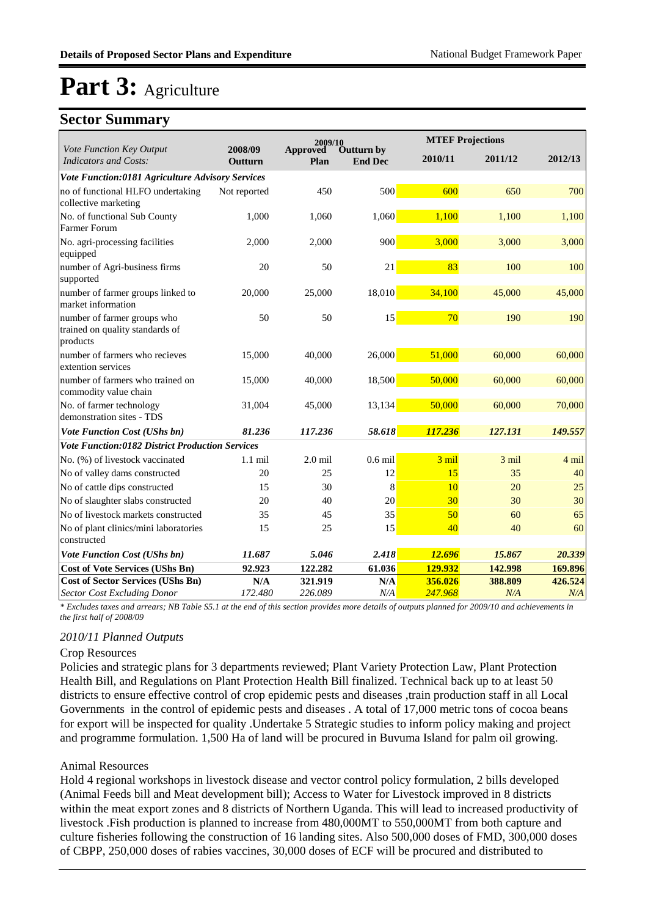# Part 3: Agriculture

## Sector Summary

| Vote Function Key Output Indicators and Costs: | 2008/09 Outturn | 2009/10 Approved Plan | 2009/10 Outturn by End Dec | MTEF Projections 2010/11 | MTEF Projections 2011/12 | MTEF Projections 2012/13 |
|---|---|---|---|---|---|---|
| ***Vote Function:0181 Agriculture Advisory Services*** | | | | | | |
| no of functional HLFO undertaking collective marketing | Not reported | 450 | 500 | 600 | 650 | 700 |
| No. of functional Sub County Farmer Forum | 1,000 | 1,060 | 1,060 | 1,100 | 1,100 | 1,100 |
| No. agri-processing facilities equipped | 2,000 | 2,000 | 900 | 3,000 | 3,000 | 3,000 |
| number of Agri-business firms supported | 20 | 50 | 21 | 83 | 100 | 100 |
| number of farmer groups linked to market information | 20,000 | 25,000 | 18,010 | 34,100 | 45,000 | 45,000 |
| number of farmer groups who trained on quality standards of products | 50 | 50 | 15 | 70 | 190 | 190 |
| number of farmers who recieves extention services | 15,000 | 40,000 | 26,000 | 51,000 | 60,000 | 60,000 |
| number of farmers who trained on commodity value chain | 15,000 | 40,000 | 18,500 | 50,000 | 60,000 | 60,000 |
| No. of farmer technology demonstration sites - TDS | 31,004 | 45,000 | 13,134 | 50,000 | 60,000 | 70,000 |
| ***Vote Function Cost (UShs bn)*** | ***81.236*** | ***117.236*** | ***58.618*** | ***117.236*** | ***127.131*** | ***149.557*** |
| ***Vote Function:0182 District Production Services*** | | | | | | |
| No. (%) of livestock vaccinated | 1.1 mil | 2.0 mil | 0.6 mil | 3 mil | 3 mil | 4 mil |
| No of valley dams constructed | 20 | 25 | 12 | 15 | 35 | 40 |
| No of cattle dips constructed | 15 | 30 | 8 | 10 | 20 | 25 |
| No of slaughter slabs constructed | 20 | 40 | 20 | 30 | 30 | 30 |
| No of livestock markets constructed | 35 | 45 | 35 | 50 | 60 | 65 |
| No of plant clinics/mini laboratories constructed | 15 | 25 | 15 | 40 | 40 | 60 |
| ***Vote Function Cost (UShs bn)*** | ***11.687*** | ***5.046*** | ***2.418*** | ***12.696*** | ***15.867*** | ***20.339*** |
| **Cost of Vote Services (UShs Bn)** | **92.923** | **122.282** | **61.036** | **129.932** | **142.998** | **169.896** |
| **Cost of Sector Services (UShs Bn)** | **N/A** | **321.919** | **N/A** | **356.026** | **388.809** | **426.524** |
| *Sector Cost Excluding Donor* | *172.480* | *226.089* | *N/A* | *247.968* | *N/A* | *N/A* |

*\* Excludes taxes and arrears; NB Table S5.1 at the end of this section provides more details of outputs planned for 2009/10 and achievements in the first half of 2008/09*

### *2010/11 Planned Outputs*

Crop Resources

Policies and strategic plans for 3 departments reviewed; Plant Variety Protection Law, Plant Protection Health Bill, and Regulations on Plant Protection Health Bill finalized. Technical back up to at least 50 districts to ensure effective control of crop epidemic pests and diseases ,train production staff in all Local Governments in the control of epidemic pests and diseases . A total of 17,000 metric tons of cocoa beans for export will be inspected for quality .Undertake 5 Strategic studies to inform policy making and project and programme formulation. 1,500 Ha of land will be procured in Buvuma Island for palm oil growing.

Animal Resources

Hold 4 regional workshops in livestock disease and vector control policy formulation, 2 bills developed (Animal Feeds bill and Meat development bill); Access to Water for Livestock improved in 8 districts within the meat export zones and 8 districts of Northern Uganda. This will lead to increased productivity of livestock .Fish production is planned to increase from 480,000MT to 550,000MT from both capture and culture fisheries following the construction of 16 landing sites. Also 500,000 doses of FMD, 300,000 doses of CBPP, 250,000 doses of rabies vaccines, 30,000 doses of ECF will be procured and distributed to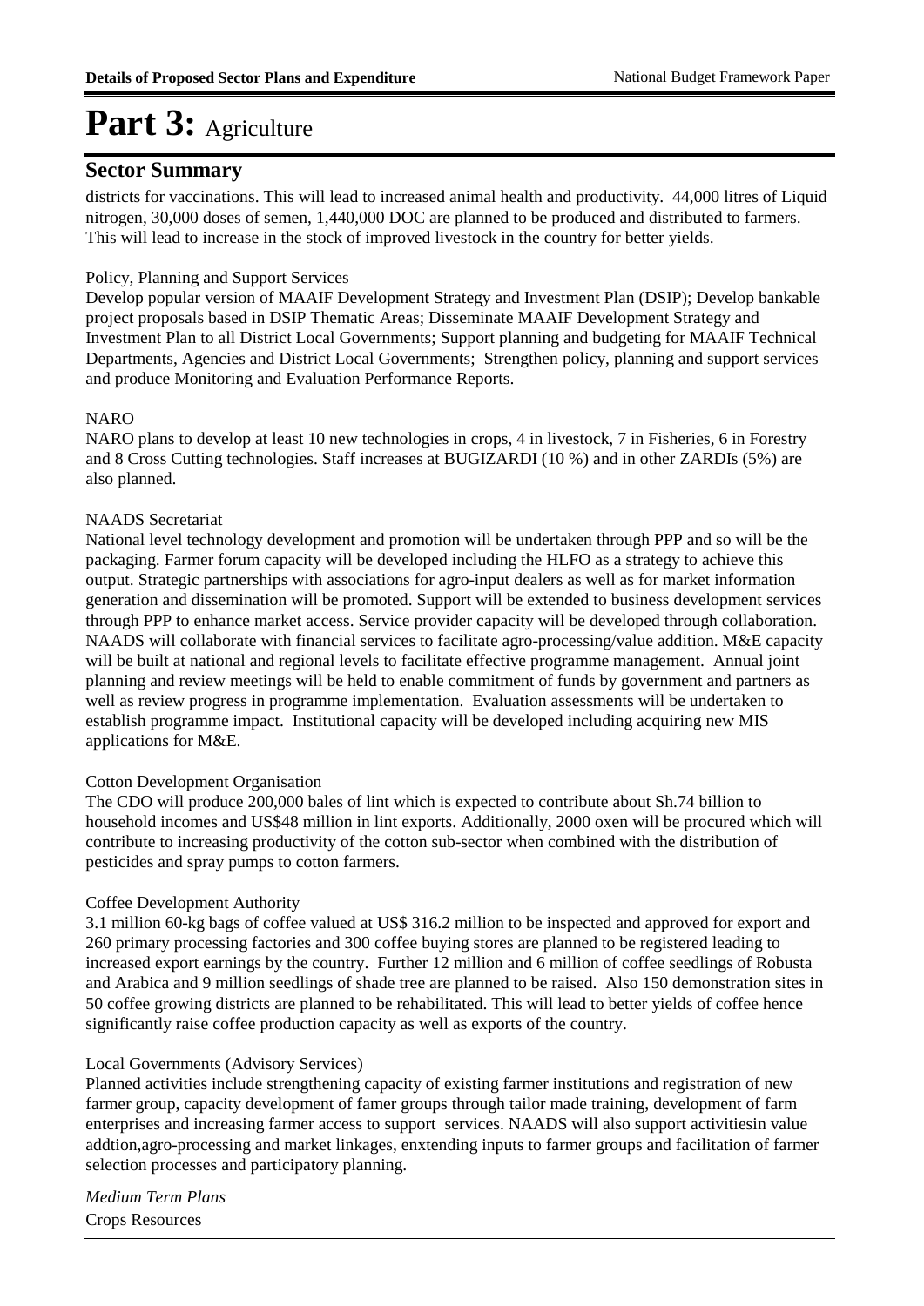# Part 3: Agriculture

## Sector Summary

districts for vaccinations. This will lead to increased animal health and productivity. 44,000 litres of Liquid nitrogen, 30,000 doses of semen, 1,440,000 DOC are planned to be produced and distributed to farmers. This will lead to increase in the stock of improved livestock in the country for better yields.

Policy, Planning and Support Services

Develop popular version of MAAIF Development Strategy and Investment Plan (DSIP); Develop bankable project proposals based in DSIP Thematic Areas; Disseminate MAAIF Development Strategy and Investment Plan to all District Local Governments; Support planning and budgeting for MAAIF Technical Departments, Agencies and District Local Governments; Strengthen policy, planning and support services and produce Monitoring and Evaluation Performance Reports.

NARO

NARO plans to develop at least 10 new technologies in crops, 4 in livestock, 7 in Fisheries, 6 in Forestry and 8 Cross Cutting technologies. Staff increases at BUGIZARDI (10 %) and in other ZARDIs (5%) are also planned.

NAADS Secretariat

National level technology development and promotion will be undertaken through PPP and so will be the packaging. Farmer forum capacity will be developed including the HLFO as a strategy to achieve this output. Strategic partnerships with associations for agro-input dealers as well as for market information generation and dissemination will be promoted. Support will be extended to business development services through PPP to enhance market access. Service provider capacity will be developed through collaboration. NAADS will collaborate with financial services to facilitate agro-processing/value addition. M&E capacity will be built at national and regional levels to facilitate effective programme management. Annual joint planning and review meetings will be held to enable commitment of funds by government and partners as well as review progress in programme implementation. Evaluation assessments will be undertaken to establish programme impact. Institutional capacity will be developed including acquiring new MIS applications for M&E.

Cotton Development Organisation

The CDO will produce 200,000 bales of lint which is expected to contribute about Sh.74 billion to household incomes and US$48 million in lint exports. Additionally, 2000 oxen will be procured which will contribute to increasing productivity of the cotton sub-sector when combined with the distribution of pesticides and spray pumps to cotton farmers.

Coffee Development Authority

3.1 million 60-kg bags of coffee valued at US$ 316.2 million to be inspected and approved for export and 260 primary processing factories and 300 coffee buying stores are planned to be registered leading to increased export earnings by the country. Further 12 million and 6 million of coffee seedlings of Robusta and Arabica and 9 million seedlings of shade tree are planned to be raised. Also 150 demonstration sites in 50 coffee growing districts are planned to be rehabilitated. This will lead to better yields of coffee hence significantly raise coffee production capacity as well as exports of the country.

Local Governments (Advisory Services)

Planned activities include strengthening capacity of existing farmer institutions and registration of new farmer group, capacity development of famer groups through tailor made training, development of farm enterprises and increasing farmer access to support services. NAADS will also support activitiesin value addtion,agro-processing and market linkages, enxtending inputs to farmer groups and facilitation of farmer selection processes and participatory planning.

*Medium Term Plans*

Crops Resources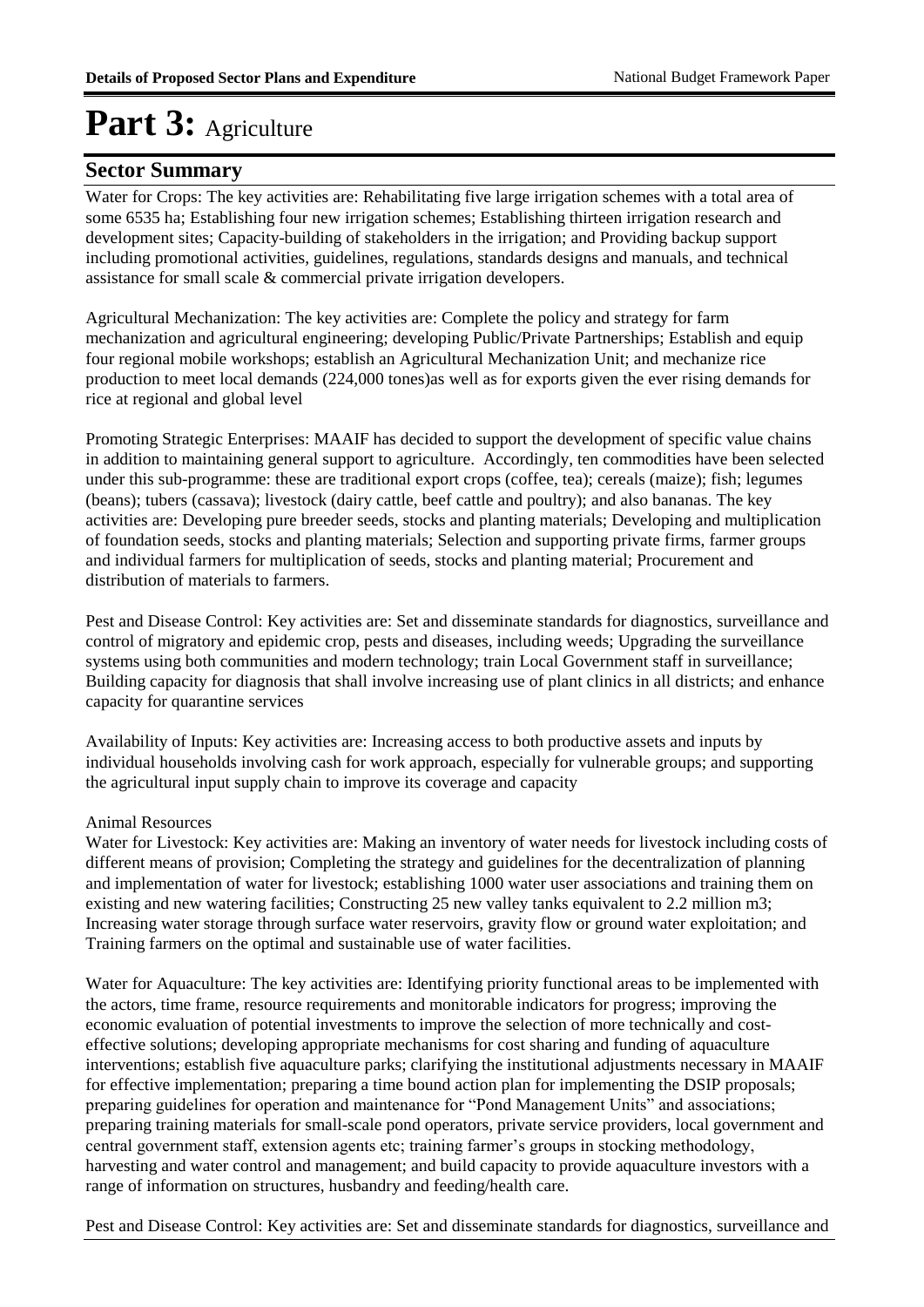# Part 3: Agriculture

## Sector Summary

Water for Crops: The key activities are: Rehabilitating five large irrigation schemes with a total area of some 6535 ha; Establishing four new irrigation schemes; Establishing thirteen irrigation research and development sites; Capacity-building of stakeholders in the irrigation; and Providing backup support including promotional activities, guidelines, regulations, standards designs and manuals, and technical assistance for small scale & commercial private irrigation developers.

Agricultural Mechanization: The key activities are: Complete the policy and strategy for farm mechanization and agricultural engineering; developing Public/Private Partnerships; Establish and equip four regional mobile workshops; establish an Agricultural Mechanization Unit; and mechanize rice production to meet local demands (224,000 tones)as well as for exports given the ever rising demands for rice at regional and global level

Promoting Strategic Enterprises: MAAIF has decided to support the development of specific value chains in addition to maintaining general support to agriculture. Accordingly, ten commodities have been selected under this sub-programme: these are traditional export crops (coffee, tea); cereals (maize); fish; legumes (beans); tubers (cassava); livestock (dairy cattle, beef cattle and poultry); and also bananas. The key activities are: Developing pure breeder seeds, stocks and planting materials; Developing and multiplication of foundation seeds, stocks and planting materials; Selection and supporting private firms, farmer groups and individual farmers for multiplication of seeds, stocks and planting material; Procurement and distribution of materials to farmers.

Pest and Disease Control: Key activities are: Set and disseminate standards for diagnostics, surveillance and control of migratory and epidemic crop, pests and diseases, including weeds; Upgrading the surveillance systems using both communities and modern technology; train Local Government staff in surveillance; Building capacity for diagnosis that shall involve increasing use of plant clinics in all districts; and enhance capacity for quarantine services

Availability of Inputs: Key activities are: Increasing access to both productive assets and inputs by individual households involving cash for work approach, especially for vulnerable groups; and supporting the agricultural input supply chain to improve its coverage and capacity

Animal Resources

Water for Livestock: Key activities are: Making an inventory of water needs for livestock including costs of different means of provision; Completing the strategy and guidelines for the decentralization of planning and implementation of water for livestock; establishing 1000 water user associations and training them on existing and new watering facilities; Constructing 25 new valley tanks equivalent to 2.2 million m3; Increasing water storage through surface water reservoirs, gravity flow or ground water exploitation; and Training farmers on the optimal and sustainable use of water facilities.

Water for Aquaculture: The key activities are: Identifying priority functional areas to be implemented with the actors, time frame, resource requirements and monitorable indicators for progress; improving the economic evaluation of potential investments to improve the selection of more technically and cost-effective solutions; developing appropriate mechanisms for cost sharing and funding of aquaculture interventions; establish five aquaculture parks; clarifying the institutional adjustments necessary in MAAIF for effective implementation; preparing a time bound action plan for implementing the DSIP proposals; preparing guidelines for operation and maintenance for "Pond Management Units" and associations; preparing training materials for small-scale pond operators, private service providers, local government and central government staff, extension agents etc; training farmer's groups in stocking methodology, harvesting and water control and management; and build capacity to provide aquaculture investors with a range of information on structures, husbandry and feeding/health care.

Pest and Disease Control: Key activities are: Set and disseminate standards for diagnostics, surveillance and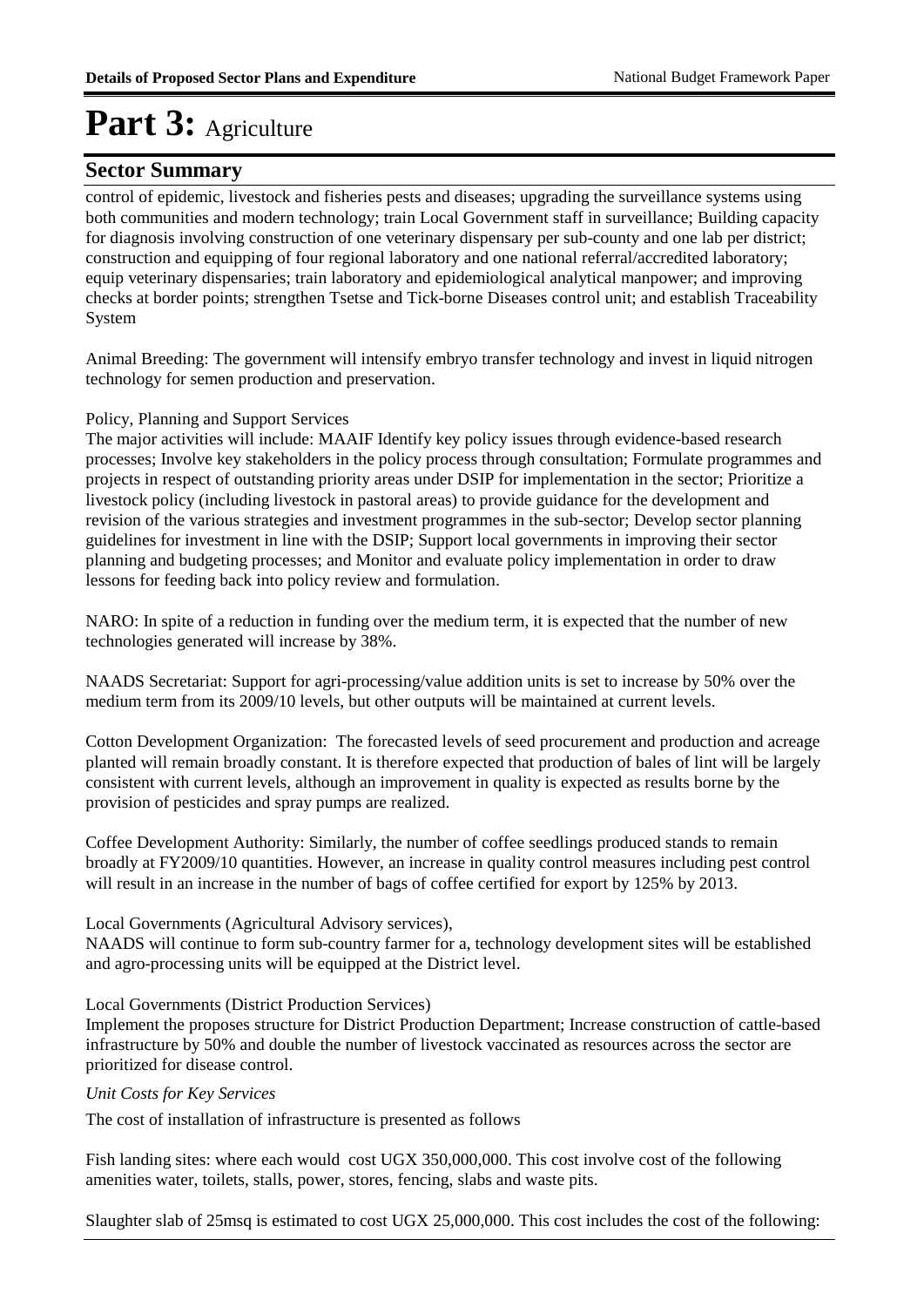# Part 3: Agriculture

## Sector Summary

control of epidemic, livestock and fisheries pests and diseases; upgrading the surveillance systems using both communities and modern technology; train Local Government staff in surveillance; Building capacity for diagnosis involving construction of one veterinary dispensary per sub-county and one lab per district; construction and equipping of four regional laboratory and one national referral/accredited laboratory; equip veterinary dispensaries; train laboratory and epidemiological analytical manpower; and improving checks at border points; strengthen Tsetse and Tick-borne Diseases control unit; and establish Traceability System

Animal Breeding: The government will intensify embryo transfer technology and invest in liquid nitrogen technology for semen production and preservation.

Policy, Planning and Support Services
The major activities will include: MAAIF Identify key policy issues through evidence-based research processes; Involve key stakeholders in the policy process through consultation; Formulate programmes and projects in respect of outstanding priority areas under DSIP for implementation in the sector; Prioritize a livestock policy (including livestock in pastoral areas) to provide guidance for the development and revision of the various strategies and investment programmes in the sub-sector; Develop sector planning guidelines for investment in line with the DSIP; Support local governments in improving their sector planning and budgeting processes; and Monitor and evaluate policy implementation in order to draw lessons for feeding back into policy review and formulation.

NARO: In spite of a reduction in funding over the medium term, it is expected that the number of new technologies generated will increase by 38%.

NAADS Secretariat: Support for agri-processing/value addition units is set to increase by 50% over the medium term from its 2009/10 levels, but other outputs will be maintained at current levels.

Cotton Development Organization: The forecasted levels of seed procurement and production and acreage planted will remain broadly constant. It is therefore expected that production of bales of lint will be largely consistent with current levels, although an improvement in quality is expected as results borne by the provision of pesticides and spray pumps are realized.

Coffee Development Authority: Similarly, the number of coffee seedlings produced stands to remain broadly at FY2009/10 quantities. However, an increase in quality control measures including pest control will result in an increase in the number of bags of coffee certified for export by 125% by 2013.

Local Governments (Agricultural Advisory services),
NAADS will continue to form sub-country farmer for a, technology development sites will be established and agro-processing units will be equipped at the District level.

Local Governments (District Production Services)
Implement the proposes structure for District Production Department; Increase construction of cattle-based infrastructure by 50% and double the number of livestock vaccinated as resources across the sector are prioritized for disease control.

*Unit Costs for Key Services*

The cost of installation of infrastructure is presented as follows

Fish landing sites: where each would cost UGX 350,000,000. This cost involve cost of the following amenities water, toilets, stalls, power, stores, fencing, slabs and waste pits.

Slaughter slab of 25msq is estimated to cost UGX 25,000,000. This cost includes the cost of the following: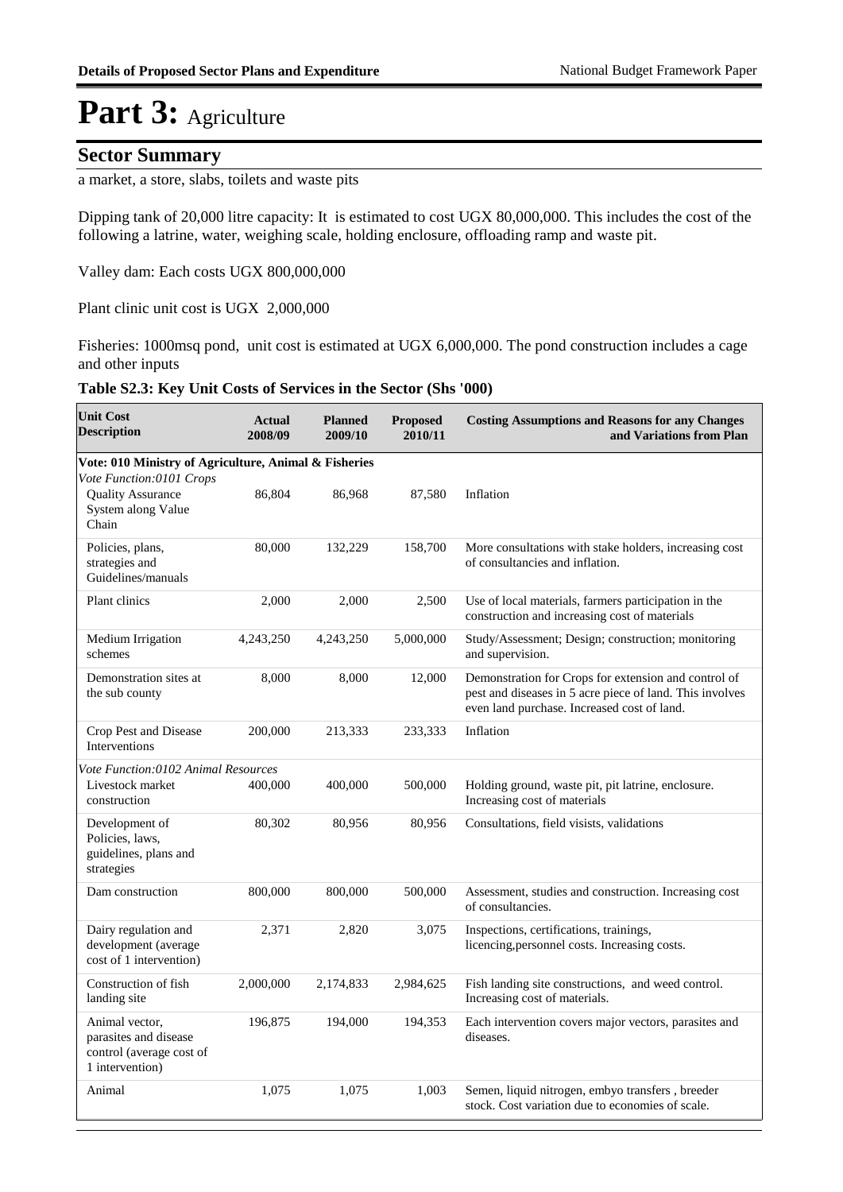# Part 3: Agriculture

## Sector Summary

a market, a store, slabs, toilets and waste pits

Dipping tank of 20,000 litre capacity: It is estimated to cost UGX 80,000,000. This includes the cost of the following a latrine, water, weighing scale, holding enclosure, offloading ramp and waste pit.

Valley dam: Each costs UGX 800,000,000

Plant clinic unit cost is UGX 2,000,000

Fisheries: 1000msq pond, unit cost is estimated at UGX 6,000,000. The pond construction includes a cage and other inputs

**Table S2.3: Key Unit Costs of Services in the Sector (Shs '000)**

| Unit Cost Description | Actual 2008/09 | Planned 2009/10 | Proposed 2010/11 | Costing Assumptions and Reasons for any Changes and Variations from Plan |
|---|---|---|---|---|
| **Vote: 010 Ministry of Agriculture, Animal & Fisheries** | | | | |
| *Vote Function:0101 Crops* | | | | |
| Quality Assurance System along Value Chain | 86,804 | 86,968 | 87,580 | Inflation |
| Policies, plans, strategies and Guidelines/manuals | 80,000 | 132,229 | 158,700 | More consultations with stake holders, increasing cost of consultancies and inflation. |
| Plant clinics | 2,000 | 2,000 | 2,500 | Use of local materials, farmers participation in the construction and increasing cost of materials |
| Medium Irrigation schemes | 4,243,250 | 4,243,250 | 5,000,000 | Study/Assessment; Design; construction; monitoring and supervision. |
| Demonstration sites at the sub county | 8,000 | 8,000 | 12,000 | Demonstration for Crops for extension and control of pest and diseases in 5 acre piece of land. This involves even land purchase. Increased cost of land. |
| Crop Pest and Disease Interventions | 200,000 | 213,333 | 233,333 | Inflation |
| *Vote Function:0102 Animal Resources* | | | | |
| Livestock market construction | 400,000 | 400,000 | 500,000 | Holding ground, waste pit, pit latrine, enclosure. Increasing cost of materials |
| Development of Policies, laws, guidelines, plans and strategies | 80,302 | 80,956 | 80,956 | Consultations, field visists, validations |
| Dam construction | 800,000 | 800,000 | 500,000 | Assessment, studies and construction. Increasing cost of consultancies. |
| Dairy regulation and development (average cost of 1 intervention) | 2,371 | 2,820 | 3,075 | Inspections, certifications, trainings, licencing,personnel costs. Increasing costs. |
| Construction of fish landing site | 2,000,000 | 2,174,833 | 2,984,625 | Fish landing site constructions, and weed control. Increasing cost of materials. |
| Animal vector, parasites and disease control (average cost of 1 intervention) | 196,875 | 194,000 | 194,353 | Each intervention covers major vectors, parasites and diseases. |
| Animal | 1,075 | 1,075 | 1,003 | Semen, liquid nitrogen, embyo transfers , breeder stock. Cost variation due to economies of scale. |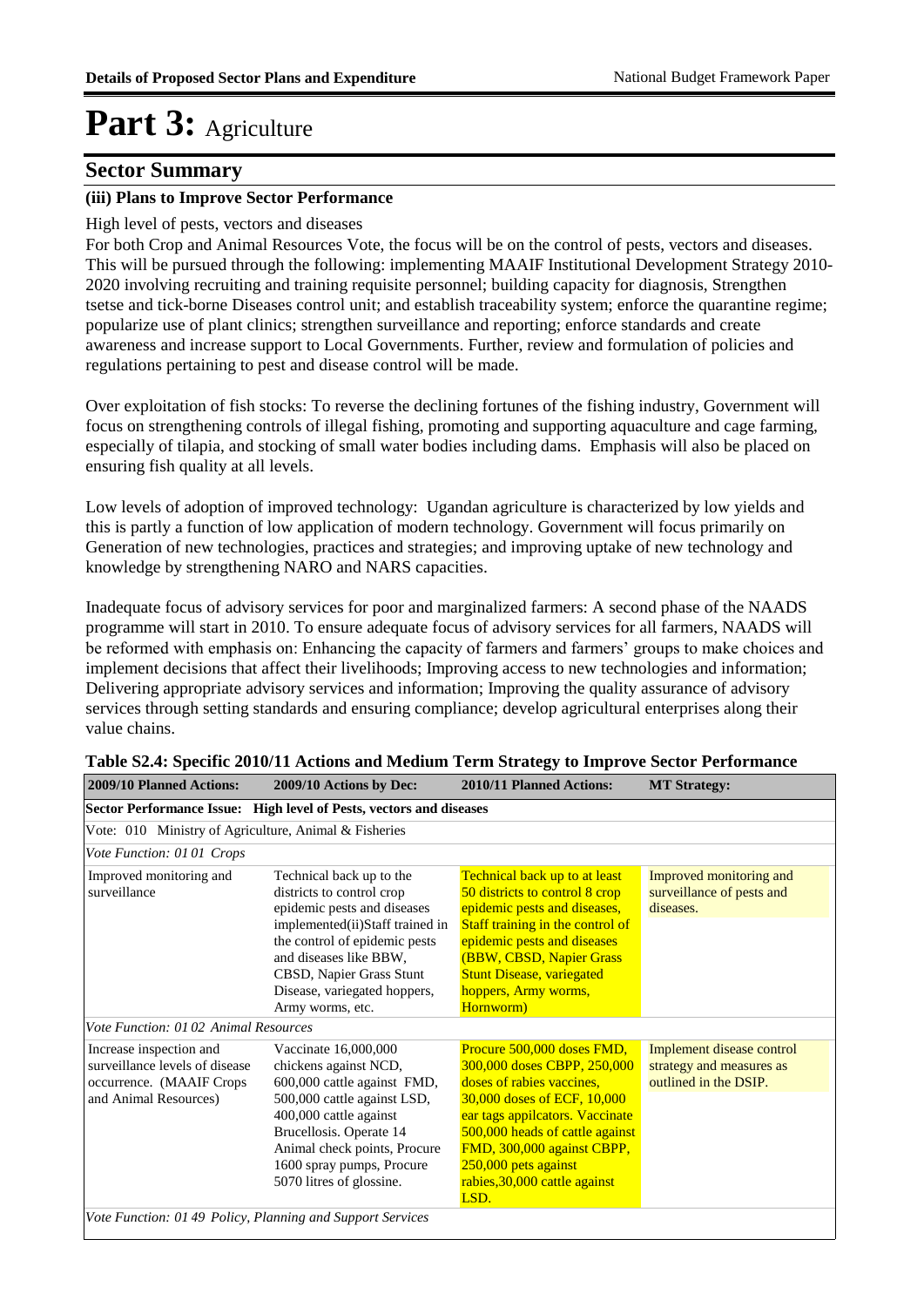# Part 3: Agriculture

## Sector Summary

### (iii) Plans to Improve Sector Performance

High level of pests, vectors and diseases

For both Crop and Animal Resources Vote, the focus will be on the control of pests, vectors and diseases. This will be pursued through the following: implementing MAAIF Institutional Development Strategy 2010-2020 involving recruiting and training requisite personnel; building capacity for diagnosis, Strengthen tsetse and tick-borne Diseases control unit; and establish traceability system; enforce the quarantine regime; popularize use of plant clinics; strengthen surveillance and reporting; enforce standards and create awareness and increase support to Local Governments. Further, review and formulation of policies and regulations pertaining to pest and disease control will be made.

Over exploitation of fish stocks: To reverse the declining fortunes of the fishing industry, Government will focus on strengthening controls of illegal fishing, promoting and supporting aquaculture and cage farming, especially of tilapia, and stocking of small water bodies including dams. Emphasis will also be placed on ensuring fish quality at all levels.

Low levels of adoption of improved technology: Ugandan agriculture is characterized by low yields and this is partly a function of low application of modern technology. Government will focus primarily on Generation of new technologies, practices and strategies; and improving uptake of new technology and knowledge by strengthening NARO and NARS capacities.

Inadequate focus of advisory services for poor and marginalized farmers: A second phase of the NAADS programme will start in 2010. To ensure adequate focus of advisory services for all farmers, NAADS will be reformed with emphasis on: Enhancing the capacity of farmers and farmers' groups to make choices and implement decisions that affect their livelihoods; Improving access to new technologies and information; Delivering appropriate advisory services and information; Improving the quality assurance of advisory services through setting standards and ensuring compliance; develop agricultural enterprises along their value chains.

**Table S2.4: Specific 2010/11 Actions and Medium Term Strategy to Improve Sector Performance**

| 2009/10 Planned Actions: | 2009/10 Actions by Dec: | 2010/11 Planned Actions: | MT Strategy: |
|---|---|---|---|
| **Sector Performance Issue: High level of Pests, vectors and diseases** | | | |
| Vote: 010 Ministry of Agriculture, Animal & Fisheries | | | |
| *Vote Function: 01 01 Crops* | | | |
| Improved monitoring and surveillance | Technical back up to the districts to control crop epidemic pests and diseases implemented(ii)Staff trained in the control of epidemic pests and diseases like BBW, CBSD, Napier Grass Stunt Disease, variegated hoppers, Army worms, etc. | Technical back up to at least 50 districts to control 8 crop epidemic pests and diseases, Staff training in the control of epidemic pests and diseases (BBW, CBSD, Napier Grass Stunt Disease, variegated hoppers, Army worms, Hornworm) | Improved monitoring and surveillance of pests and diseases. |
| *Vote Function: 01 02 Animal Resources* | | | |
| Increase inspection and surveillance levels of disease occurrence. (MAAIF Crops and Animal Resources) | Vaccinate 16,000,000 chickens against NCD, 600,000 cattle against FMD, 500,000 cattle against LSD, 400,000 cattle against Brucellosis. Operate 14 Animal check points, Procure 1600 spray pumps, Procure 5070 litres of glossine. | Procure 500,000 doses FMD, 300,000 doses CBPP, 250,000 doses of rabies vaccines, 30,000 doses of ECF, 10,000 ear tags appilcators. Vaccinate 500,000 heads of cattle against FMD, 300,000 against CBPP, 250,000 pets against rabies,30,000 cattle against LSD. | Implement disease control strategy and measures as outlined in the DSIP. |
| *Vote Function: 01 49 Policy, Planning and Support Services* | | | |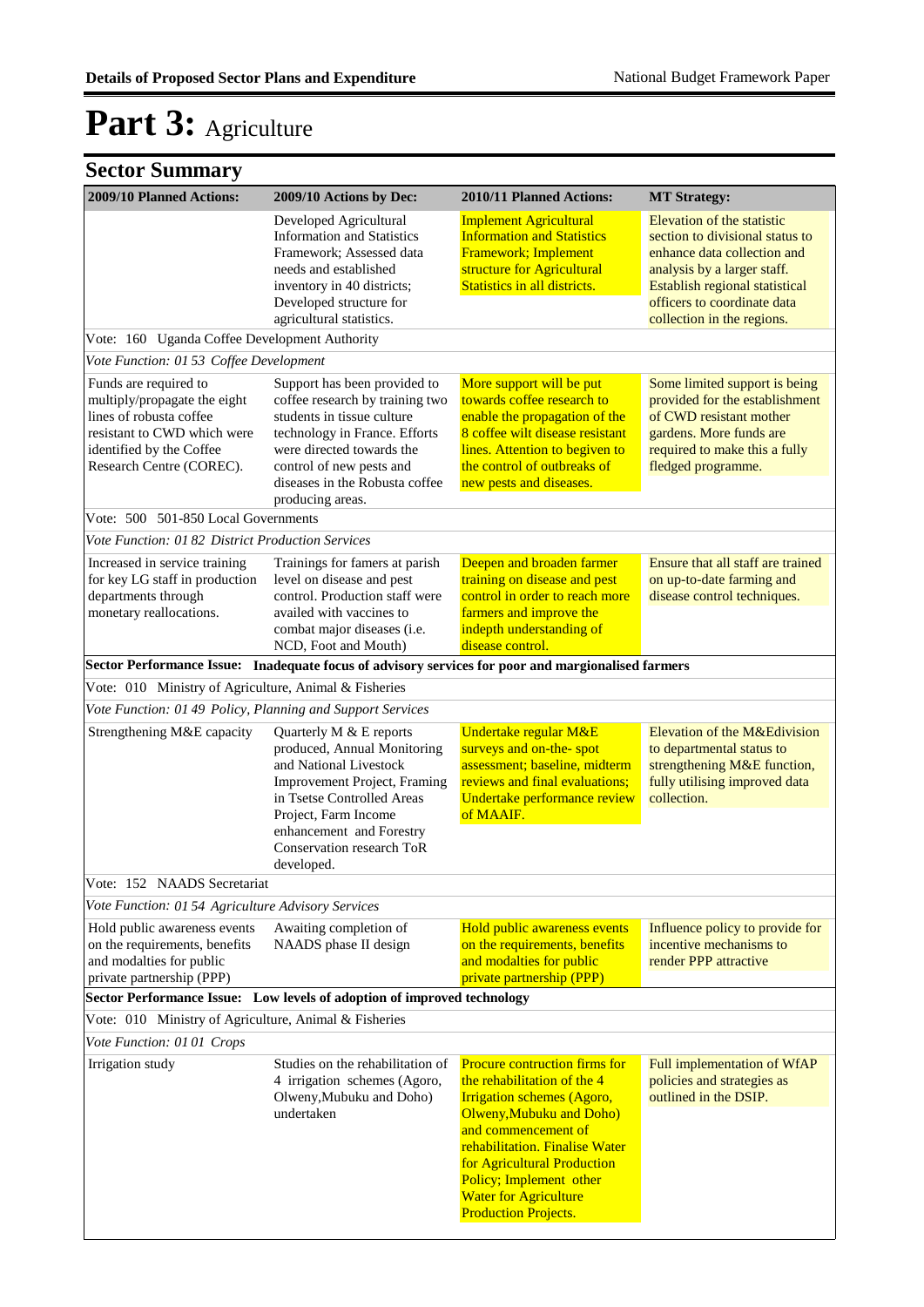# Part 3: Agriculture

## Sector Summary

| 2009/10 Planned Actions: | 2009/10 Actions by Dec: | 2010/11 Planned Actions: | MT Strategy: |
|---|---|---|---|
| | Developed Agricultural Information and Statistics Framework; Assessed data needs and established inventory in 40 districts; Developed structure for agricultural statistics. | Implement Agricultural Information and Statistics Framework; Implement structure for Agricultural Statistics in all districts. | Elevation of the statistic section to divisional status to enhance data collection and analysis by a larger staff. Establish regional statistical officers to coordinate data collection in the regions. |
| Vote: 160 Uganda Coffee Development Authority | | | |
| *Vote Function: 01 53 Coffee Development* | | | |
| Funds are required to multiply/propagate the eight lines of robusta coffee resistant to CWD which were identified by the Coffee Research Centre (COREC). | Support has been provided to coffee research by training two students in tissue culture technology in France. Efforts were directed towards the control of new pests and diseases in the Robusta coffee producing areas. | More support will be put towards coffee research to enable the propagation of the 8 coffee wilt disease resistant lines. Attention to begiven to the control of outbreaks of new pests and diseases. | Some limited support is being provided for the establishment of CWD resistant mother gardens. More funds are required to make this a fully fledged programme. |
| Vote: 500 501-850 Local Governments | | | |
| *Vote Function: 01 82 District Production Services* | | | |
| Increased in service training for key LG staff in production departments through monetary reallocations. | Trainings for famers at parish level on disease and pest control. Production staff were availed with vaccines to combat major diseases (i.e. NCD, Foot and Mouth) | Deepen and broaden farmer training on disease and pest control in order to reach more farmers and improve the indepth understanding of disease control. | Ensure that all staff are trained on up-to-date farming and disease control techniques. |
| **Sector Performance Issue: Inadequate focus of advisory services for poor and margionalised farmers** | | | |
| Vote: 010 Ministry of Agriculture, Animal & Fisheries | | | |
| *Vote Function: 01 49 Policy, Planning and Support Services* | | | |
| Strengthening M&E capacity | Quarterly M & E reports produced, Annual Monitoring and National Livestock Improvement Project, Framing in Tsetse Controlled Areas Project, Farm Income enhancement and Forestry Conservation research ToR developed. | Undertake regular M&E surveys and on-the- spot assessment; baseline, midterm reviews and final evaluations; Undertake performance review of MAAIF. | Elevation of the M&Edivision to departmental status to strengthening M&E function, fully utilising improved data collection. |
| Vote: 152 NAADS Secretariat | | | |
| *Vote Function: 01 54 Agriculture Advisory Services* | | | |
| Hold public awareness events on the requirements, benefits and modalties for public private partnership (PPP) | Awaiting completion of NAADS phase II design | Hold public awareness events on the requirements, benefits and modalties for public private partnership (PPP) | Influence policy to provide for incentive mechanisms to render PPP attractive |
| **Sector Performance Issue: Low levels of adoption of improved technology** | | | |
| Vote: 010 Ministry of Agriculture, Animal & Fisheries | | | |
| *Vote Function: 01 01 Crops* | | | |
| Irrigation study | Studies on the rehabilitation of 4 irrigation schemes (Agoro, Olweny,Mubuku and Doho) undertaken | Procure contruction firms for the rehabilitation of the 4 Irrigation schemes (Agoro, Olweny,Mubuku and Doho) and commencement of rehabilitation. Finalise Water for Agricultural Production Policy; Implement other Water for Agriculture Production Projects. | Full implementation of WfAP policies and strategies as outlined in the DSIP. |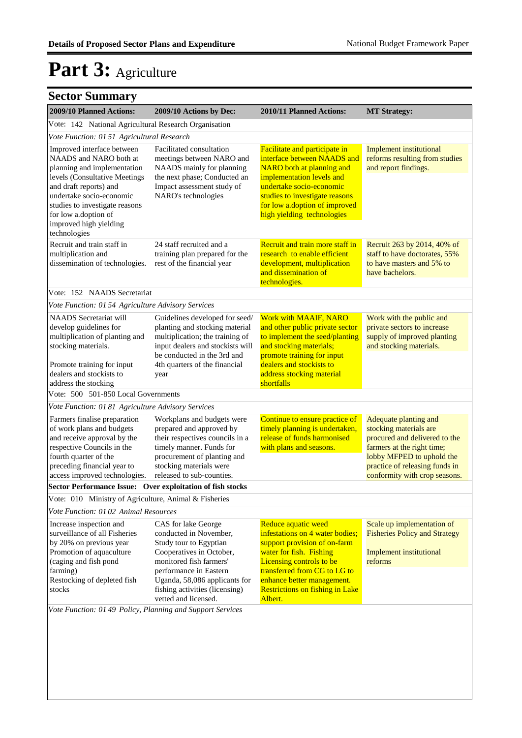# Part 3: Agriculture

## Sector Summary

| 2009/10 Planned Actions: | 2009/10 Actions by Dec: | 2010/11 Planned Actions: | MT Strategy: |
|---|---|---|---|
| Vote: 142 National Agricultural Research Organisation | | | |
| *Vote Function: 01 51 Agricultural Research* | | | |
| Improved interface between NAADS and NARO both at planning and implementation levels (Consultative Meetings and draft reports) and undertake socio-economic studies to investigate reasons for low a.doption of improved high yielding technologies | Facilitated consultation meetings between NARO and NAADS mainly for planning the next phase; Conducted an Impact assessment study of NARO's technologies | Facilitate and participate in interface between NAADS and NARO both at planning and implementation levels and undertake socio-economic studies to investigate reasons for low a.doption of improved high yielding technologies | Implement institutional reforms resulting from studies and report findings. |
| Recruit and train staff in multiplication and dissemination of technologies. | 24 staff recruited and a training plan prepared for the rest of the financial year | Recruit and train more staff in research to enable efficient development, multiplication and dissemination of technologies. | Recruit 263 by 2014, 40% of staff to have doctorates, 55% to have masters and 5% to have bachelors. |
| Vote: 152 NAADS Secretariat | | | |
| *Vote Function: 01 54 Agriculture Advisory Services* | | | |
| NAADS Secretariat will develop guidelines for multiplication of planting and stocking materials.<br><br>Promote training for input dealers and stockists to address the stocking | Guidelines developed for seed/ planting and stocking material multiplication; the training of input dealers and stockists will be conducted in the 3rd and 4th quarters of the financial year | Work with MAAIF, NARO and other public private sector to implement the seed/planting and stocking materials; promote training for input dealers and stockists to address stocking material shortfalls | Work with the public and private sectors to increase supply of improved planting and stocking materials. |
| Vote: 500 501-850 Local Governments | | | |
| *Vote Function: 01 81 Agriculture Advisory Services* | | | |
| Farmers finalise preparation of work plans and budgets and receive approval by the respective Councils in the fourth quarter of the preceding financial year to access improved technologies. | Workplans and budgets were prepared and approved by their respective councils in a timely manner. Funds for procurement of planting and stocking materials were released to sub-counties. | Continue to ensure practice of timely planning is undertaken, release of funds harmonised with plans and seasons. | Adequate planting and stocking materials are procured and delivered to the farmers at the right time; lobby MFPED to uphold the practice of releasing funds in conformity with crop seasons. |
| **Sector Performance Issue: Over exploitation of fish stocks** | | | |
| Vote: 010 Ministry of Agriculture, Animal & Fisheries | | | |
| *Vote Function: 01 02 Animal Resources* | | | |
| Increase inspection and surveillance of all Fisheries by 20% on previous year<br>Promotion of aquaculture (caging and fish pond farming)<br>Restocking of depleted fish stocks | CAS for lake George conducted in November, Study tour to Egyptian Cooperatives in October, monitored fish farmers' performance in Eastern Uganda, 58,086 applicants for fishing activities (licensing) vetted and licensed. | Reduce aquatic weed infestations on 4 water bodies; support provision of on-farm water for fish. Fishing Licensing controls to be transferred from CG to LG to enhance better management. Restrictions on fishing in Lake Albert. | Scale up implementation of Fisheries Policy and Strategy<br><br>Implement institutional reforms |
| *Vote Function: 01 49 Policy, Planning and Support Services* | | | |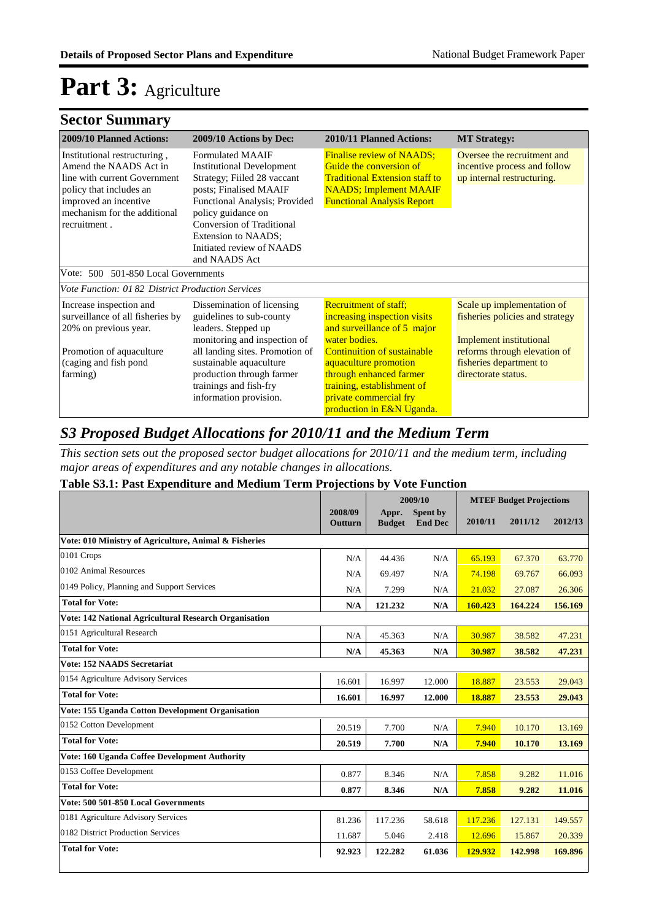# Part 3: Agriculture

## Sector Summary

| 2009/10 Planned Actions: | 2009/10 Actions by Dec: | 2010/11 Planned Actions: | MT Strategy: |
|---|---|---|---|
| Institutional restructuring , Amend the NAADS Act in line with current Government policy that includes an improved an incentive mechanism for the additional recruitment . | Formulated MAAIF Institutional Development Strategy; Fiiled 28 vaccant posts; Finalised MAAIF Functional Analysis; Provided policy guidance on Conversion of Traditional Extension to NAADS; Initiated review of NAADS and NAADS Act | Finalise review of NAADS; Guide the conversion of Traditional Extension staff to NAADS; Implement MAAIF Functional Analysis Report | Oversee the recruitment and incentive process and follow up internal restructuring. |
| Vote: 500 501-850 Local Governments | | | |
| *Vote Function: 01 82 District Production Services* | | | |
| Increase inspection and surveillance of all fisheries by 20% on previous year.<br><br>Promotion of aquaculture (caging and fish pond farming) | Dissemination of licensing guidelines to sub-county leaders. Stepped up monitoring and inspection of all landing sites. Promotion of sustainable aquaculture production through farmer trainings and fish-fry information provision. | Recruitment of staff; increasing inspection visits and surveillance of 5 major water bodies. Continuition of sustainable aquaculture promotion through enhanced farmer training, establishment of private commercial fry production in E&N Uganda. | Scale up implementation of fisheries policies and strategy<br><br>Implement institutional reforms through elevation of fisheries department to directorate status. |

## *S3 Proposed Budget Allocations for 2010/11 and the Medium Term*

*This section sets out the proposed sector budget allocations for 2010/11 and the medium term, including major areas of expenditures and any notable changes in allocations.*

### Table S3.1: Past Expenditure and Medium Term Projections by Vote Function

| | 2008/09 Outturn | 2009/10 | | MTEF Budget Projections | | |
|---|---|---|---|---|---|---|
| | | Appr. Budget | Spent by End Dec | 2010/11 | 2011/12 | 2012/13 |
| **Vote: 010 Ministry of Agriculture, Animal & Fisheries** | | | | | | |
| 0101 Crops | N/A | 44.436 | N/A | 65.193 | 67.370 | 63.770 |
| 0102 Animal Resources | N/A | 69.497 | N/A | 74.198 | 69.767 | 66.093 |
| 0149 Policy, Planning and Support Services | N/A | 7.299 | N/A | 21.032 | 27.087 | 26.306 |
| **Total for Vote:** | **N/A** | **121.232** | **N/A** | **160.423** | **164.224** | **156.169** |
| **Vote: 142 National Agricultural Research Organisation** | | | | | | |
| 0151 Agricultural Research | N/A | 45.363 | N/A | 30.987 | 38.582 | 47.231 |
| **Total for Vote:** | **N/A** | **45.363** | **N/A** | **30.987** | **38.582** | **47.231** |
| **Vote: 152 NAADS Secretariat** | | | | | | |
| 0154 Agriculture Advisory Services | 16.601 | 16.997 | 12.000 | 18.887 | 23.553 | 29.043 |
| **Total for Vote:** | **16.601** | **16.997** | **12.000** | **18.887** | **23.553** | **29.043** |
| **Vote: 155 Uganda Cotton Development Organisation** | | | | | | |
| 0152 Cotton Development | 20.519 | 7.700 | N/A | 7.940 | 10.170 | 13.169 |
| **Total for Vote:** | **20.519** | **7.700** | **N/A** | **7.940** | **10.170** | **13.169** |
| **Vote: 160 Uganda Coffee Development Authority** | | | | | | |
| 0153 Coffee Development | 0.877 | 8.346 | N/A | 7.858 | 9.282 | 11.016 |
| **Total for Vote:** | **0.877** | **8.346** | **N/A** | **7.858** | **9.282** | **11.016** |
| **Vote: 500 501-850 Local Governments** | | | | | | |
| 0181 Agriculture Advisory Services | 81.236 | 117.236 | 58.618 | 117.236 | 127.131 | 149.557 |
| 0182 District Production Services | 11.687 | 5.046 | 2.418 | 12.696 | 15.867 | 20.339 |
| **Total for Vote:** | **92.923** | **122.282** | **61.036** | **129.932** | **142.998** | **169.896** |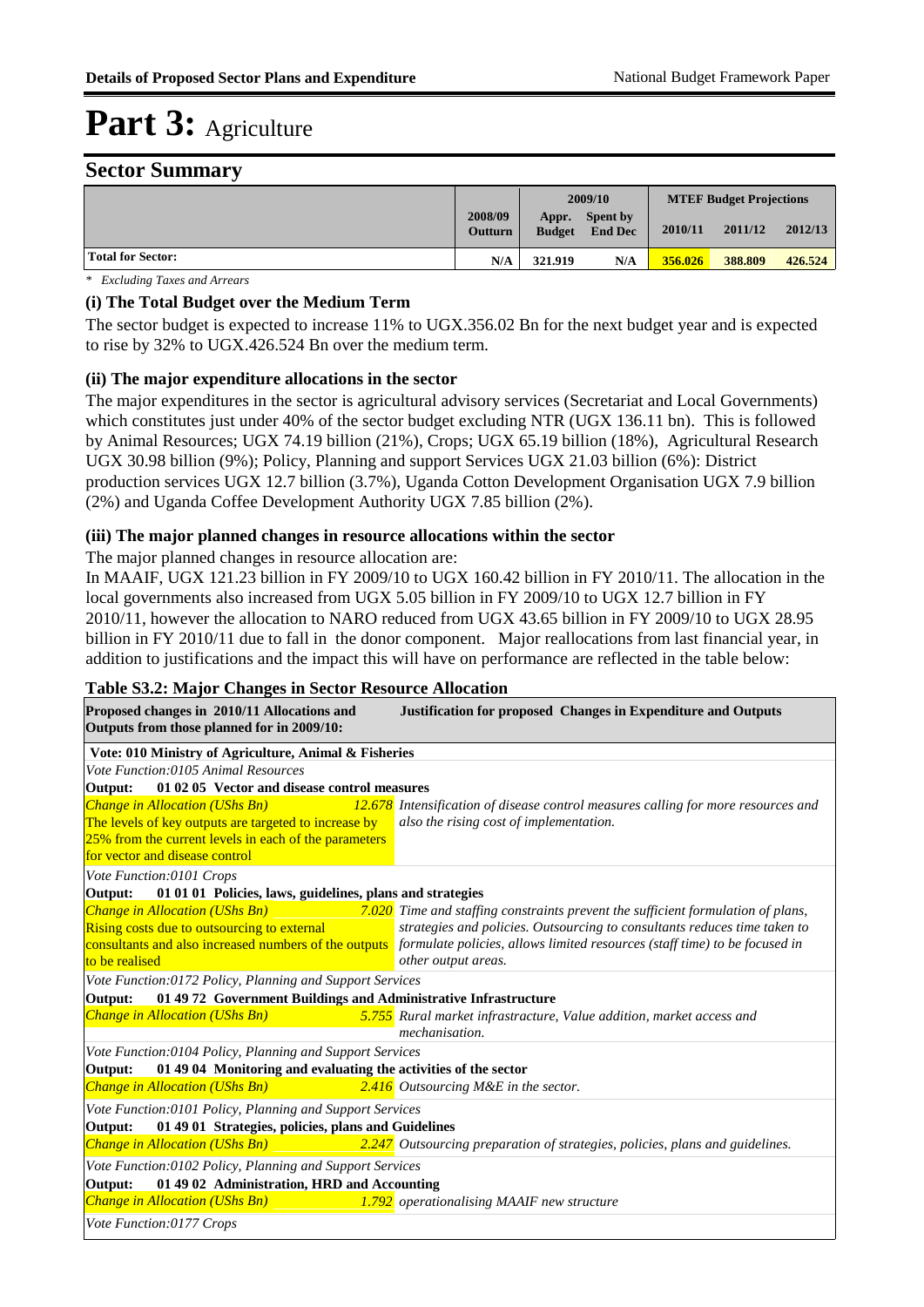# Part 3: Agriculture

## Sector Summary

| | 2008/09 Outturn | 2009/10 Appr. Budget | 2009/10 Spent by End Dec | MTEF Budget Projections 2010/11 | 2011/12 | 2012/13 |
|---|---|---|---|---|---|---|
| **Total for Sector:** | N/A | 321.919 | N/A | 356.026 | 388.809 | 426.524 |

*\* Excluding Taxes and Arrears*

### (i) The Total Budget over the Medium Term

The sector budget is expected to increase 11% to UGX.356.02 Bn for the next budget year and is expected to rise by 32% to UGX.426.524 Bn over the medium term.

### (ii) The major expenditure allocations in the sector

The major expenditures in the sector is agricultural advisory services (Secretariat and Local Governments) which constitutes just under 40% of the sector budget excluding NTR (UGX 136.11 bn). This is followed by Animal Resources; UGX 74.19 billion (21%), Crops; UGX 65.19 billion (18%), Agricultural Research UGX 30.98 billion (9%); Policy, Planning and support Services UGX 21.03 billion (6%): District production services UGX 12.7 billion (3.7%), Uganda Cotton Development Organisation UGX 7.9 billion (2%) and Uganda Coffee Development Authority UGX 7.85 billion (2%).

### (iii) The major planned changes in resource allocations within the sector

The major planned changes in resource allocation are:

In MAAIF, UGX 121.23 billion in FY 2009/10 to UGX 160.42 billion in FY 2010/11. The allocation in the local governments also increased from UGX 5.05 billion in FY 2009/10 to UGX 12.7 billion in FY 2010/11, however the allocation to NARO reduced from UGX 43.65 billion in FY 2009/10 to UGX 28.95 billion in FY 2010/11 due to fall in the donor component. Major reallocations from last financial year, in addition to justifications and the impact this will have on performance are reflected in the table below:

**Table S3.2: Major Changes in Sector Resource Allocation**

| Proposed changes in 2010/11 Allocations and Outputs from those planned for in 2009/10: | | Justification for proposed Changes in Expenditure and Outputs |
|---|---|---|
| **Vote: 010 Ministry of Agriculture, Animal & Fisheries** | | |
| *Vote Function:0105 Animal Resources* | | |
| **Output: 01 02 05 Vector and disease control measures** | | |
| *Change in Allocation (UShs Bn)* | *12.678* | *Intensification of disease control measures calling for more resources and also the rising cost of implementation.* |
| The levels of key outputs are targeted to increase by 25% from the current levels in each of the parameters for vector and disease control | | |
| *Vote Function:0101 Crops* | | |
| **Output: 01 01 01 Policies, laws, guidelines, plans and strategies** | | |
| *Change in Allocation (UShs Bn)* | *7.020* | *Time and staffing constraints prevent the sufficient formulation of plans, strategies and policies. Outsourcing to consultants reduces time taken to formulate policies, allows limited resources (staff time) to be focused in other output areas.* |
| Rising costs due to outsourcing to external consultants and also increased numbers of the outputs to be realised | | |
| *Vote Function:0172 Policy, Planning and Support Services* | | |
| **Output: 01 49 72 Government Buildings and Administrative Infrastructure** | | |
| *Change in Allocation (UShs Bn)* | *5.755* | *Rural market infrastructure, Value addition, market access and mechanisation.* |
| *Vote Function:0104 Policy, Planning and Support Services* | | |
| **Output: 01 49 04 Monitoring and evaluating the activities of the sector** | | |
| *Change in Allocation (UShs Bn)* | *2.416* | *Outsourcing M&E in the sector.* |
| *Vote Function:0101 Policy, Planning and Support Services* | | |
| **Output: 01 49 01 Strategies, policies, plans and Guidelines** | | |
| *Change in Allocation (UShs Bn)* | *2.247* | *Outsourcing preparation of strategies, policies, plans and guidelines.* |
| *Vote Function:0102 Policy, Planning and Support Services* | | |
| **Output: 01 49 02 Administration, HRD and Accounting** | | |
| *Change in Allocation (UShs Bn)* | *1.792* | *operationalising MAAIF new structure* |
| *Vote Function:0177 Crops* | | |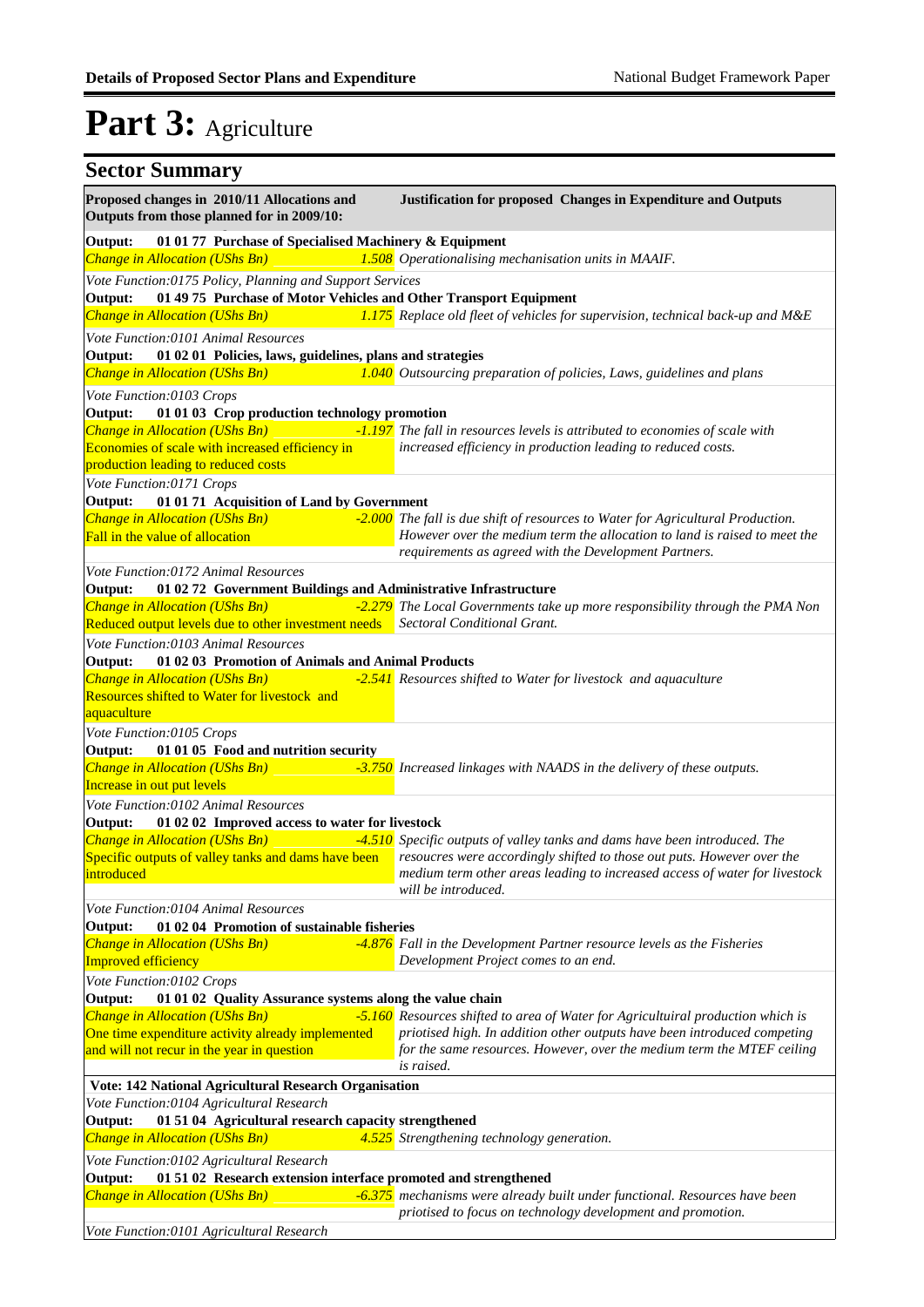# Part 3: Agriculture

## Sector Summary

| Proposed changes in 2010/11 Allocations and Outputs from those planned for in 2009/10: | | Justification for proposed Changes in Expenditure and Outputs |
|---|---|---|
| **Output: 01 01 77 Purchase of Specialised Machinery & Equipment** | | |
| *Change in Allocation (UShs Bn)* | *1.508* | *Operationalising mechanisation units in MAAIF.* |
| *Vote Function:0175 Policy, Planning and Support Services* | | |
| **Output: 01 49 75 Purchase of Motor Vehicles and Other Transport Equipment** | | |
| *Change in Allocation (UShs Bn)* | *1.175* | *Replace old fleet of vehicles for supervision, technical back-up and M&E* |
| *Vote Function:0101 Animal Resources* | | |
| **Output: 01 02 01 Policies, laws, guidelines, plans and strategies** | | |
| *Change in Allocation (UShs Bn)* | *1.040* | *Outsourcing preparation of policies, Laws, guidelines and plans* |
| *Vote Function:0103 Crops* | | |
| **Output: 01 01 03 Crop production technology promotion** | | |
| *Change in Allocation (UShs Bn)* Economies of scale with increased efficiency in production leading to reduced costs | *-1.197* | *The fall in resources levels is attributed to economies of scale with increased efficiency in production leading to reduced costs.* |
| *Vote Function:0171 Crops* | | |
| **Output: 01 01 71 Acquisition of Land by Government** | | |
| *Change in Allocation (UShs Bn)* Fall in the value of allocation | *-2.000* | *The fall is due shift of resources to Water for Agricultural Production. However over the medium term the allocation to land is raised to meet the requirements as agreed with the Development Partners.* |
| *Vote Function:0172 Animal Resources* | | |
| **Output: 01 02 72 Government Buildings and Administrative Infrastructure** | | |
| *Change in Allocation (UShs Bn)* Reduced output levels due to other investment needs | *-2.279* | *The Local Governments take up more responsibility through the PMA Non Sectoral Conditional Grant.* |
| *Vote Function:0103 Animal Resources* | | |
| **Output: 01 02 03 Promotion of Animals and Animal Products** | | |
| *Change in Allocation (UShs Bn)* Resources shifted to Water for livestock and aquaculture | *-2.541* | *Resources shifted to Water for livestock and aquaculture* |
| *Vote Function:0105 Crops* | | |
| **Output: 01 01 05 Food and nutrition security** | | |
| *Change in Allocation (UShs Bn)* Increase in out put levels | *-3.750* | *Increased linkages with NAADS in the delivery of these outputs.* |
| *Vote Function:0102 Animal Resources* | | |
| **Output: 01 02 02 Improved access to water for livestock** | | |
| *Change in Allocation (UShs Bn)* Specific outputs of valley tanks and dams have been introduced | *-4.510* | *Specific outputs of valley tanks and dams have been introduced. The resoucres were accordingly shifted to those out puts. However over the medium term other areas leading to increased access of water for livestock will be introduced.* |
| *Vote Function:0104 Animal Resources* | | |
| **Output: 01 02 04 Promotion of sustainable fisheries** | | |
| *Change in Allocation (UShs Bn)* Improved efficiency | *-4.876* | *Fall in the Development Partner resource levels as the Fisheries Development Project comes to an end.* |
| *Vote Function:0102 Crops* | | |
| **Output: 01 01 02 Quality Assurance systems along the value chain** | | |
| *Change in Allocation (UShs Bn)* One time expenditure activity already implemented and will not recur in the year in question | *-5.160* | *Resources shifted to area of Water for Agricultuiral production which is priotised high. In addition other outputs have been introduced competing for the same resources. However, over the medium term the MTEF ceiling is raised.* |
| **Vote: 142 National Agricultural Research Organisation** | | |
| *Vote Function:0104 Agricultural Research* | | |
| **Output: 01 51 04 Agricultural research capacity strengthened** | | |
| *Change in Allocation (UShs Bn)* | *4.525* | *Strengthening technology generation.* |
| *Vote Function:0102 Agricultural Research* | | |
| **Output: 01 51 02 Research extension interface promoted and strengthened** | | |
| *Change in Allocation (UShs Bn)* | *-6.375* | *mechanisms were already built under functional. Resources have been priotised to focus on technology development and promotion.* |
| *Vote Function:0101 Agricultural Research* | | |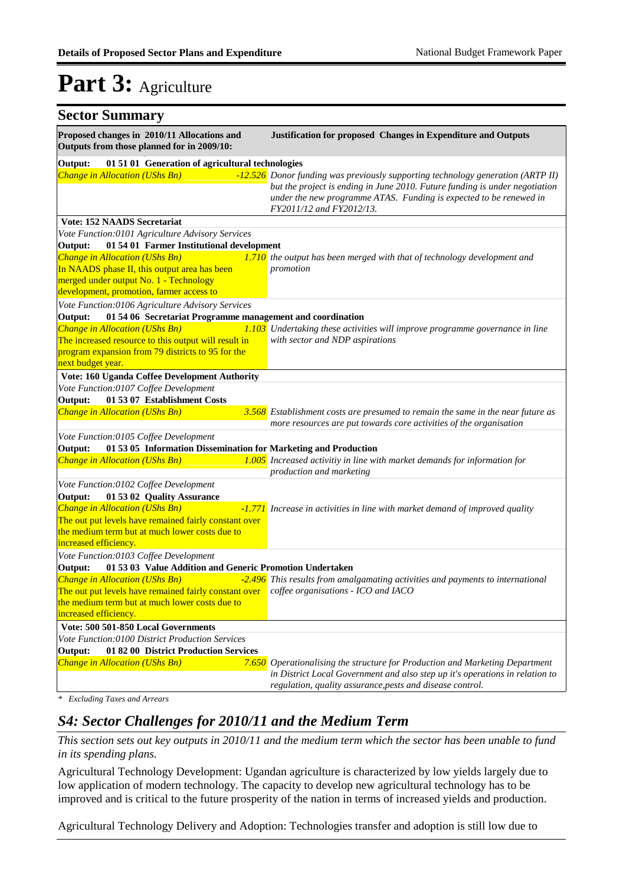# Part 3: Agriculture

## Sector Summary

| Proposed changes in 2010/11 Allocations and Outputs from those planned for in 2009/10: | | Justification for proposed Changes in Expenditure and Outputs |
|---|---|---|
| **Output: 01 51 01 Generation of agricultural technologies** | | |
| *Change in Allocation (UShs Bn)* | *-12.526* | *Donor funding was previously supporting technology generation (ARTP II) but the project is ending in June 2010. Future funding is under negotiation under the new programme ATAS. Funding is expected to be renewed in FY2011/12 and FY2012/13.* |
| **Vote: 152 NAADS Secretariat** | | |
| *Vote Function:0101 Agriculture Advisory Services* | | |
| **Output: 01 54 01 Farmer Institutional development** | | |
| *Change in Allocation (UShs Bn)* In NAADS phase II, this output area has been merged under output No. 1 - Technology development, promotion, farmer access to | *1.710* | *the output has been merged with that of technology development and promotion* |
| *Vote Function:0106 Agriculture Advisory Services* | | |
| **Output: 01 54 06 Secretariat Programme management and coordination** | | |
| *Change in Allocation (UShs Bn)* The increased resource to this output will result in program expansion from 79 districts to 95 for the next budget year. | *1.103* | *Undertaking these activities will improve programme governance in line with sector and NDP aspirations* |
| **Vote: 160 Uganda Coffee Development Authority** | | |
| *Vote Function:0107 Coffee Development* | | |
| **Output: 01 53 07 Establishment Costs** | | |
| *Change in Allocation (UShs Bn)* | *3.568* | *Establishment costs are presumed to remain the same in the near future as more resources are put towards core activities of the organisation* |
| *Vote Function:0105 Coffee Development* | | |
| **Output: 01 53 05 Information Dissemination for Marketing and Production** | | |
| *Change in Allocation (UShs Bn)* | *1.005* | *Increased activitiy in line with market demands for information for production and marketing* |
| *Vote Function:0102 Coffee Development* | | |
| **Output: 01 53 02 Quality Assurance** | | |
| *Change in Allocation (UShs Bn)* The out put levels have remained fairly constant over the medium term but at much lower costs due to increased efficiency. | *-1.771* | *Increase in activities in line with market demand of improved quality* |
| *Vote Function:0103 Coffee Development* | | |
| **Output: 01 53 03 Value Addition and Generic Promotion Undertaken** | | |
| *Change in Allocation (UShs Bn)* The out put levels have remained fairly constant over the medium term but at much lower costs due to increased efficiency. | *-2.496* | *This results from amalgamating activities and payments to international coffee organisations - ICO and IACO* |
| **Vote: 500 501-850 Local Governments** | | |
| *Vote Function:0100 District Production Services* | | |
| **Output: 01 82 00 District Production Services** | | |
| *Change in Allocation (UShs Bn)* | *7.650* | *Operationalising the structure for Production and Marketing Department in District Local Government and also step up it's operations in relation to regulation, quality assurance,pests and disease control.* |

*\* Excluding Taxes and Arrears*

## *S4: Sector Challenges for 2010/11 and the Medium Term*

*This section sets out key outputs in 2010/11 and the medium term which the sector has been unable to fund in its spending plans.*

Agricultural Technology Development: Ugandan agriculture is characterized by low yields largely due to low application of modern technology. The capacity to develop new agricultural technology has to be improved and is critical to the future prosperity of the nation in terms of increased yields and production.

Agricultural Technology Delivery and Adoption: Technologies transfer and adoption is still low due to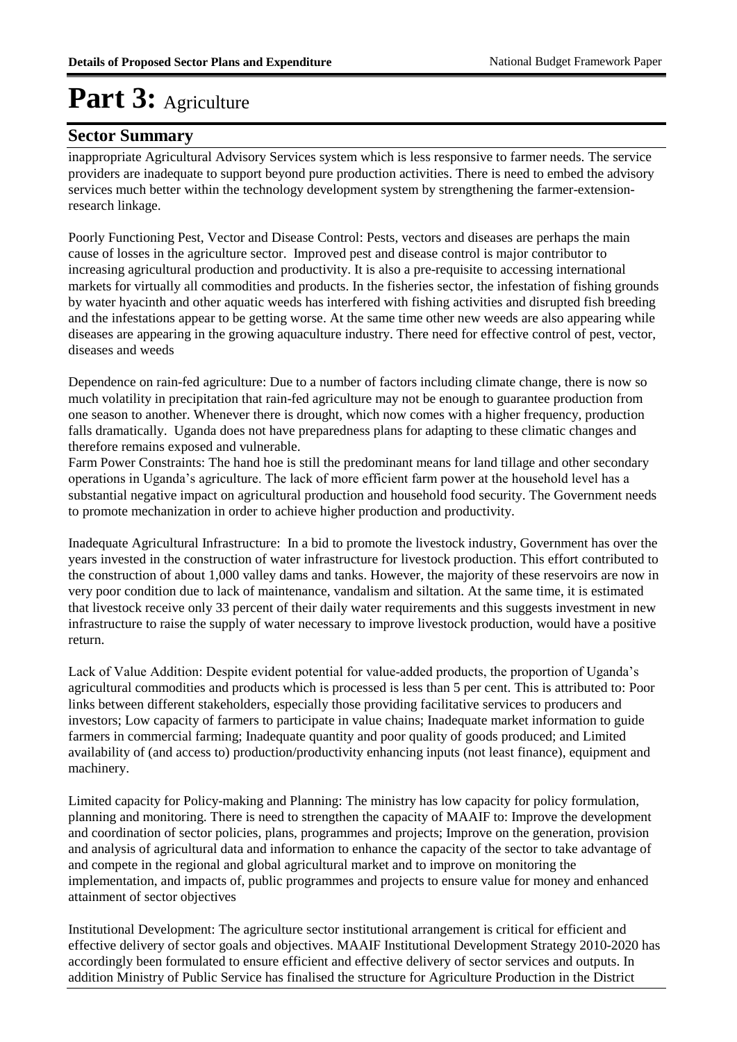# Part 3: Agriculture

## Sector Summary

inappropriate Agricultural Advisory Services system which is less responsive to farmer needs. The service providers are inadequate to support beyond pure production activities. There is need to embed the advisory services much better within the technology development system by strengthening the farmer-extension-research linkage.

Poorly Functioning Pest, Vector and Disease Control: Pests, vectors and diseases are perhaps the main cause of losses in the agriculture sector. Improved pest and disease control is major contributor to increasing agricultural production and productivity. It is also a pre-requisite to accessing international markets for virtually all commodities and products. In the fisheries sector, the infestation of fishing grounds by water hyacinth and other aquatic weeds has interfered with fishing activities and disrupted fish breeding and the infestations appear to be getting worse. At the same time other new weeds are also appearing while diseases are appearing in the growing aquaculture industry. There need for effective control of pest, vector, diseases and weeds

Dependence on rain-fed agriculture: Due to a number of factors including climate change, there is now so much volatility in precipitation that rain-fed agriculture may not be enough to guarantee production from one season to another. Whenever there is drought, which now comes with a higher frequency, production falls dramatically. Uganda does not have preparedness plans for adapting to these climatic changes and therefore remains exposed and vulnerable.
Farm Power Constraints: The hand hoe is still the predominant means for land tillage and other secondary operations in Uganda's agriculture. The lack of more efficient farm power at the household level has a substantial negative impact on agricultural production and household food security. The Government needs to promote mechanization in order to achieve higher production and productivity.

Inadequate Agricultural Infrastructure: In a bid to promote the livestock industry, Government has over the years invested in the construction of water infrastructure for livestock production. This effort contributed to the construction of about 1,000 valley dams and tanks. However, the majority of these reservoirs are now in very poor condition due to lack of maintenance, vandalism and siltation. At the same time, it is estimated that livestock receive only 33 percent of their daily water requirements and this suggests investment in new infrastructure to raise the supply of water necessary to improve livestock production, would have a positive return.

Lack of Value Addition: Despite evident potential for value-added products, the proportion of Uganda's agricultural commodities and products which is processed is less than 5 per cent. This is attributed to: Poor links between different stakeholders, especially those providing facilitative services to producers and investors; Low capacity of farmers to participate in value chains; Inadequate market information to guide farmers in commercial farming; Inadequate quantity and poor quality of goods produced; and Limited availability of (and access to) production/productivity enhancing inputs (not least finance), equipment and machinery.

Limited capacity for Policy-making and Planning: The ministry has low capacity for policy formulation, planning and monitoring. There is need to strengthen the capacity of MAAIF to: Improve the development and coordination of sector policies, plans, programmes and projects; Improve on the generation, provision and analysis of agricultural data and information to enhance the capacity of the sector to take advantage of and compete in the regional and global agricultural market and to improve on monitoring the implementation, and impacts of, public programmes and projects to ensure value for money and enhanced attainment of sector objectives

Institutional Development: The agriculture sector institutional arrangement is critical for efficient and effective delivery of sector goals and objectives. MAAIF Institutional Development Strategy 2010-2020 has accordingly been formulated to ensure efficient and effective delivery of sector services and outputs. In addition Ministry of Public Service has finalised the structure for Agriculture Production in the District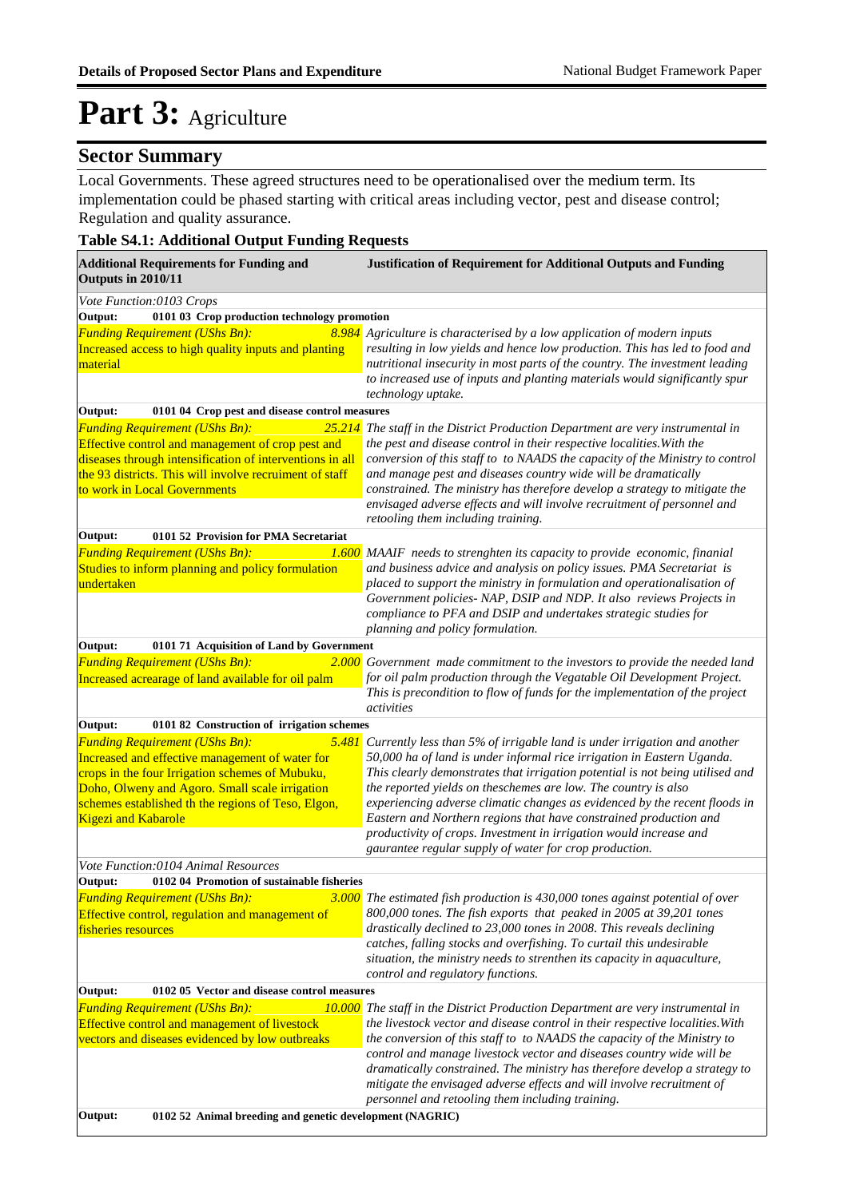# Part 3: Agriculture

## Sector Summary

Local Governments. These agreed structures need to be operationalised over the medium term. Its implementation could be phased starting with critical areas including vector, pest and disease control; Regulation and quality assurance.

### Table S4.1: Additional Output Funding Requests

| Additional Requirements for Funding and Outputs in 2010/11 | Justification of Requirement for Additional Outputs and Funding |
|---|---|
| *Vote Function:0103 Crops* | |
| **Output: 0101 03 Crop production technology promotion** | |
| *Funding Requirement (UShs Bn):* *8.984* Increased access to high quality inputs and planting material | *Agriculture is characterised by a low application of modern inputs resulting in low yields and hence low production. This has led to food and nutritional insecurity in most parts of the country. The investment leading to increased use of inputs and planting materials would significantly spur technology uptake.* |
| **Output: 0101 04 Crop pest and disease control measures** | |
| *Funding Requirement (UShs Bn):* *25.214* Effective control and management of crop pest and diseases through intensification of interventions in all the 93 districts. This will involve recruiment of staff to work in Local Governments | *The staff in the District Production Department are very instrumental in the pest and disease control in their respective localities.With the conversion of this staff to to NAADS the capacity of the Ministry to control and manage pest and diseases country wide will be dramatically constrained. The ministry has therefore develop a strategy to mitigate the envisaged adverse effects and will involve recruitment of personnel and retooling them including training.* |
| **Output: 0101 52 Provision for PMA Secretariat** | |
| *Funding Requirement (UShs Bn):* *1.600* Studies to inform planning and policy formulation undertaken | *MAAIF needs to strenghten its capacity to provide economic, finanial and business advice and analysis on policy issues. PMA Secretariat is placed to support the ministry in formulation and operationalisation of Government policies- NAP, DSIP and NDP. It also reviews Projects in compliance to PFA and DSIP and undertakes strategic studies for planning and policy formulation.* |
| **Output: 0101 71 Acquisition of Land by Government** | |
| *Funding Requirement (UShs Bn):* *2.000* Increased acrearage of land available for oil palm | *Government made commitment to the investors to provide the needed land for oil palm production through the Vegatable Oil Development Project. This is precondition to flow of funds for the implementation of the project activities* |
| **Output: 0101 82 Construction of irrigation schemes** | |
| *Funding Requirement (UShs Bn):* *5.481* Increased and effective management of water for crops in the four Irrigation schemes of Mubuku, Doho, Olweny and Agoro. Small scale irrigation schemes established th the regions of Teso, Elgon, Kigezi and Kabarole | *Currently less than 5% of irrigable land is under irrigation and another 50,000 ha of land is under informal rice irrigation in Eastern Uganda. This clearly demonstrates that irrigation potential is not being utilised and the reported yields on theschemes are low. The country is also experiencing adverse climatic changes as evidenced by the recent floods in Eastern and Northern regions that have constrained production and productivity of crops. Investment in irrigation would increase and gaurantee regular supply of water for crop production.* |
| *Vote Function:0104 Animal Resources* | |
| **Output: 0102 04 Promotion of sustainable fisheries** | |
| *Funding Requirement (UShs Bn):* *3.000* Effective control, regulation and management of fisheries resources | *The estimated fish production is 430,000 tones against potential of over 800,000 tones. The fish exports that peaked in 2005 at 39,201 tones drastically declined to 23,000 tones in 2008. This reveals declining catches, falling stocks and overfishing. To curtail this undesirable situation, the ministry needs to strenthen its capacity in aquaculture, control and regulatory functions.* |
| **Output: 0102 05 Vector and disease control measures** | |
| *Funding Requirement (UShs Bn):* *10.000* Effective control and management of livestock vectors and diseases evidenced by low outbreaks | *The staff in the District Production Department are very instrumental in the livestock vector and disease control in their respective localities.With the conversion of this staff to to NAADS the capacity of the Ministry to control and manage livestock vector and diseases country wide will be dramatically constrained. The ministry has therefore develop a strategy to mitigate the envisaged adverse effects and will involve recruitment of personnel and retooling them including training.* |
| **Output: 0102 52 Animal breeding and genetic development (NAGRIC)** | |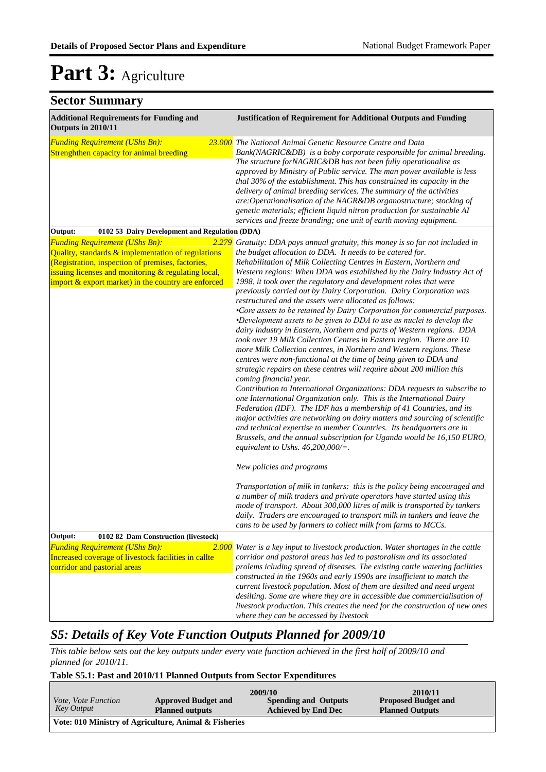# Part 3: Agriculture

## Sector Summary

| Additional Requirements for Funding and Outputs in 2010/11 | Justification of Requirement for Additional Outputs and Funding |
|---|---|
| *Funding Requirement (UShs Bn):* *23.000* Strenghthen capacity for animal breeding | *The National Animal Genetic Resource Centre and Data Bank(NAGRIC&DB) is a boby corporate responsible for animal breeding. The structure forNAGRIC&DB has not been fully operationalise as approved by Ministry of Public service. The man power available is less thal 30% of the establishment. This has constrained its capacity in the delivery of animal breeding services. The summary of the activities are:Operationalisation of the NAGR&DB organostructure; stocking of genetic materials; efficient liquid nitron production for sustainable AI services and freeze branding; one unit of earth moving equipment.* |
| **Output: 0102 53 Dairy Development and Regulation (DDA)** | |
| *Funding Requirement (UShs Bn):* *2.279* Quality, standards & implementation of regulations (Registration, inspection of premises, factories, issuing licenses and monitoring & regulating local, import & export market) in the country are enforced | *Gratuity: DDA pays annual gratuity, this money is so far not included in the budget allocation to DDA. It needs to be catered for.*<br>*Rehabilitation of Milk Collecting Centres in Eastern, Northern and Western regions: When DDA was established by the Dairy Industry Act of 1998, it took over the regulatory and development roles that were previously carried out by Dairy Corporation. Dairy Corporation was restructured and the assets were allocated as follows:*<br>*•Core assets to be retained by Dairy Corporation for commercial purposes.*<br>*•Development assets to be given to DDA to use as nuclei to develop the dairy industry in Eastern, Northern and parts of Western regions. DDA took over 19 Milk Collection Centres in Eastern region. There are 10 more Milk Collection centres, in Northern and Western regions. These centres were non-functional at the time of being given to DDA and strategic repairs on these centres will require about 200 million this coming financial year.*<br>*Contribution to International Organizations: DDA requests to subscribe to one International Organization only. This is the International Dairy Federation (IDF). The IDF has a membership of 41 Countries, and its major activities are networking on dairy matters and sourcing of scientific and technical expertise to member Countries. Its headquarters are in Brussels, and the annual subscription for Uganda would be 16,150 EURO, equivalent to Ushs. 46,200,000/=.*<br><br>*New policies and programs*<br><br>*Transportation of milk in tankers: this is the policy being encouraged and a number of milk traders and private operators have started using this mode of transport. About 300,000 litres of milk is transported by tankers daily. Traders are encouraged to transport milk in tankers and leave the cans to be used by farmers to collect milk from farms to MCCs.* |
| **Output: 0102 82 Dam Construction (livestock)** | |
| *Funding Requirement (UShs Bn):* *2.000* Increased coverage of livestock facilities in callte corridor and pastorial areas | *Water is a key input to livestock production. Water shortages in the cattle corridor and pastoral areas has led to pastoralism and its associated prolems icluding spread of diseases. The existing cattle watering facilities constructed in the 1960s and early 1990s are insufficient to match the current livestock population. Most of them are desilted and need urgent desilting. Some are where they are in accessible due commercialisation of livestock production. This creates the need for the construction of new ones where they can be accessed by livestock* |

## *S5: Details of Key Vote Function Outputs Planned for 2009/10*

*This table below sets out the key outputs under every vote function achieved in the first half of 2009/10 and planned for 2010/11.*

**Table S5.1: Past and 2010/11 Planned Outputs from Sector Expenditures**

| *Vote, Vote Function Key Output* | 2009/10 **Approved Budget and Planned outputs** | **Spending and Outputs Achieved by End Dec** | 2010/11 **Proposed Budget and Planned Outputs** |
|---|---|---|---|
| **Vote: 010 Ministry of Agriculture, Animal & Fisheries** | | | |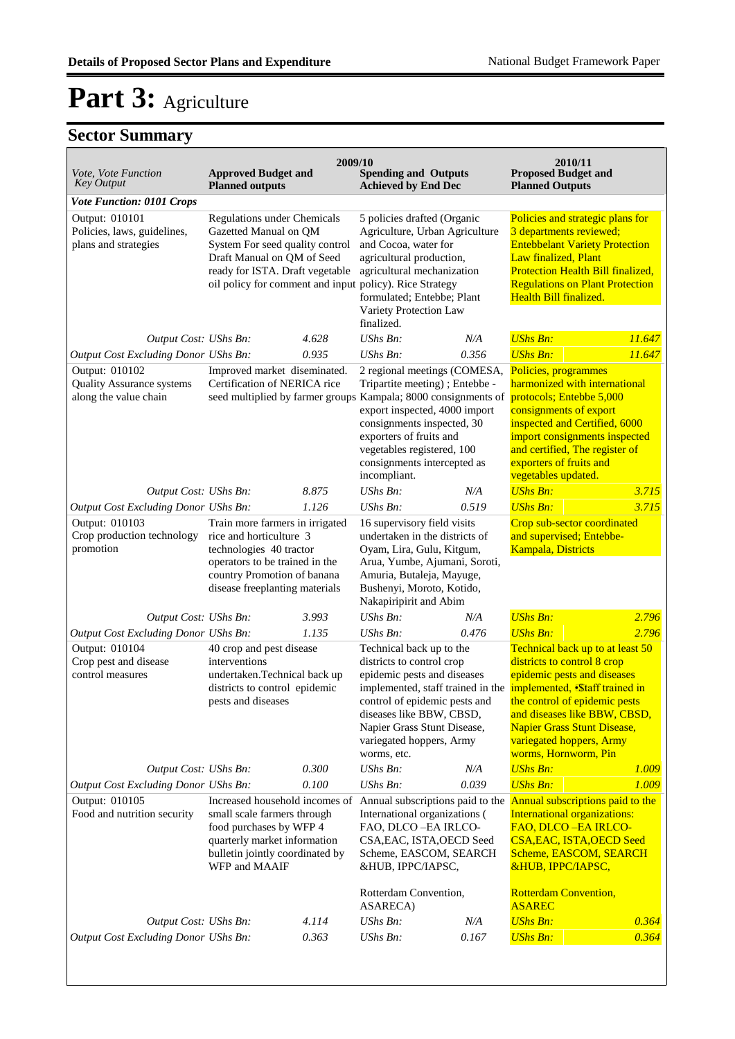# Part 3: Agriculture

## Sector Summary

| Vote, Vote Function *Key Output* | 2009/10 Approved Budget and Planned outputs | | 2009/10 Spending and Outputs Achieved by End Dec | | 2010/11 Proposed Budget and Planned Outputs | |
|---|---|---|---|---|---|---|
| ***Vote Function: 0101 Crops*** | | | | | | |
| Output: 010101 Policies, laws, guidelines, plans and strategies | Regulations under Chemicals Gazetted Manual on QM System For seed quality control Draft Manual on QM of Seed ready for ISTA. Draft vegetable oil policy for comment and input | | 5 policies drafted (Organic Agriculture, Urban Agriculture and Cocoa, water for agricultural production, agricultural mechanization policy). Rice Strategy formulated; Entebbe; Plant Variety Protection Law finalized. | | Policies and strategic plans for 3 departments reviewed; Entebbelant Variety Protection Law finalized, Plant Protection Health Bill finalized, Regulations on Plant Protection Health Bill finalized. | |
| *Output Cost: UShs Bn:* | | *4.628* | *UShs Bn:* | *N/A* | *UShs Bn:* | *11.647* |
| *Output Cost Excluding Donor UShs Bn:* | | *0.935* | *UShs Bn:* | *0.356* | *UShs Bn:* | *11.647* |
| Output: 010102 Quality Assurance systems along the value chain | Improved market diseminated. Certification of NERICA rice seed multiplied by farmer groups | | 2 regional meetings (COMESA, Tripartite meeting) ; Entebbe - Kampala; 8000 consignments of export inspected, 4000 import consignments inspected, 30 exporters of fruits and vegetables registered, 100 consignments intercepted as incompliant. | | Policies, programmes harmonized with international protocols; Entebbe 5,000 consignments of export inspected and Certified, 6000 import consignments inspected and certified, The register of exporters of fruits and vegetables updated. | |
| *Output Cost: UShs Bn:* | | *8.875* | *UShs Bn:* | *N/A* | *UShs Bn:* | *3.715* |
| *Output Cost Excluding Donor UShs Bn:* | | *1.126* | *UShs Bn:* | *0.519* | *UShs Bn:* | *3.715* |
| Output: 010103 Crop production technology promotion | Train more farmers in irrigated rice and horticulture 3 technologies 40 tractor operators to be trained in the country Promotion of banana disease freeplanting materials | | 16 supervisory field visits undertaken in the districts of Oyam, Lira, Gulu, Kitgum, Arua, Yumbe, Ajumani, Soroti, Amuria, Butaleja, Mayuge, Bushenyi, Moroto, Kotido, Nakapiripirit and Abim | | Crop sub-sector coordinated and supervised; Entebbe-Kampala, Districts | |
| *Output Cost: UShs Bn:* | | *3.993* | *UShs Bn:* | *N/A* | *UShs Bn:* | *2.796* |
| *Output Cost Excluding Donor UShs Bn:* | | *1.135* | *UShs Bn:* | *0.476* | *UShs Bn:* | *2.796* |
| Output: 010104 Crop pest and disease control measures | 40 crop and pest disease interventions undertaken.Technical back up districts to control epidemic pests and diseases | | Technical back up to the districts to control crop epidemic pests and diseases implemented, staff trained in the control of epidemic pests and diseases like BBW, CBSD, Napier Grass Stunt Disease, variegated hoppers, Army worms, etc. | | Technical back up to at least 50 districts to control 8 crop epidemic pests and diseases implemented, •Staff trained in the control of epidemic pests and diseases like BBW, CBSD, Napier Grass Stunt Disease, variegated hoppers, Army worms, Hornworm, Pin | |
| *Output Cost: UShs Bn:* | | *0.300* | *UShs Bn:* | *N/A* | *UShs Bn:* | *1.009* |
| *Output Cost Excluding Donor UShs Bn:* | | *0.100* | *UShs Bn:* | *0.039* | *UShs Bn:* | *1.009* |
| Output: 010105 Food and nutrition security | Increased household incomes of small scale farmers through food purchases by WFP 4 quarterly market information bulletin jointly coordinated by WFP and MAAIF | | Annual subscriptions paid to the International organizations ( FAO, DLCO –EA IRLCO-CSA,EAC, ISTA,OECD Seed Scheme, EASCOM, SEARCH &HUB, IPPC/IAPSC, Rotterdam Convention, ASARECA) | | Annual subscriptions paid to the International organizations: FAO, DLCO –EA IRLCO-CSA,EAC, ISTA,OECD Seed Scheme, EASCOM, SEARCH &HUB, IPPC/IAPSC, Rotterdam Convention, ASAREC | |
| *Output Cost: UShs Bn:* | | *4.114* | *UShs Bn:* | *N/A* | *UShs Bn:* | *0.364* |
| *Output Cost Excluding Donor UShs Bn:* | | *0.363* | *UShs Bn:* | *0.167* | *UShs Bn:* | *0.364* |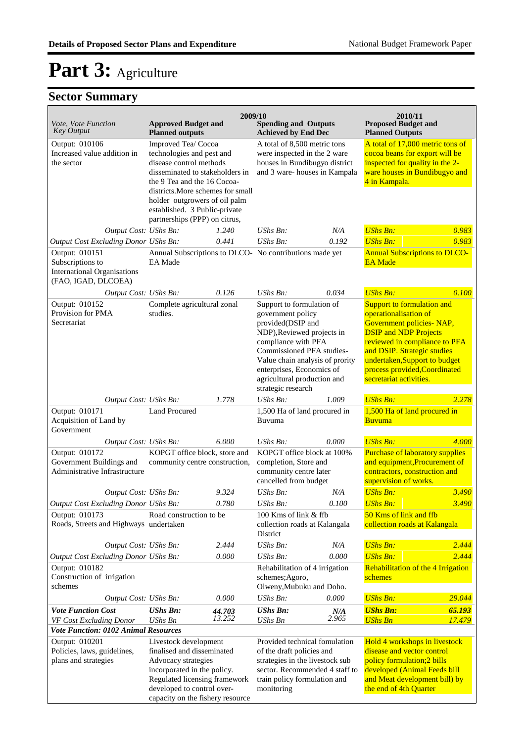# Part 3: Agriculture

## Sector Summary

| Vote, Vote Function Key Output | 2009/10 Approved Budget and Planned outputs | | 2009/10 Spending and Outputs Achieved by End Dec | | 2010/11 Proposed Budget and Planned Outputs | |
|---|---|---|---|---|---|---|
| Output: 010106 Increased value addition in the sector | Improved Tea/ Cocoa technologies and pest and disease control methods disseminated to stakeholders in the 9 Tea and the 16 Cocoa-districts.More schemes for small holder outgrowers of oil palm established. 3 Public-private partnerships (PPP) on citrus, | | A total of 8,500 metric tons were inspected in the 2 ware houses in Bundibugyo district and 3 ware- houses in Kampala | | A total of 17,000 metric tons of cocoa beans for export will be inspected for quality in the 2-ware houses in Bundibugyo and 4 in Kampala. | |
| *Output Cost:* | *UShs Bn:* | *1.240* | *UShs Bn:* | *N/A* | *UShs Bn:* | *0.983* |
| *Output Cost Excluding Donor* | *UShs Bn:* | *0.441* | *UShs Bn:* | *0.192* | *UShs Bn:* | *0.983* |
| Output: 010151 Subscriptions to International Organisations (FAO, IGAD, DLCOEA) | Annual Subscriptions to DLCO-EA Made | | No contributions made yet | | Annual Subscriptions to DLCO-EA Made | |
| *Output Cost:* | *UShs Bn:* | *0.126* | *UShs Bn:* | *0.034* | *UShs Bn:* | *0.100* |
| Output: 010152 Provision for PMA Secretariat | Complete agricultural zonal studies. | | Support to formulation of government policy provided(DSIP and NDP),Reviewed projects in compliance with PFA Commissioned PFA studies-Value chain analysis of prority enterprises, Economics of agricultural production and strategic research | | Support to formulation and operationalisation of Government policies- NAP, DSIP and NDP Projects reviewed in compliance to PFA and DSIP. Strategic studies undertaken,Support to budget process provided,Coordinated secretariat activities. | |
| *Output Cost:* | *UShs Bn:* | *1.778* | *UShs Bn:* | *1.009* | *UShs Bn:* | *2.278* |
| Output: 010171 Acquisition of Land by Government | Land Procured | | 1,500 Ha of land procured in Buvuma | | 1,500 Ha of land procured in Buvuma | |
| *Output Cost:* | *UShs Bn:* | *6.000* | *UShs Bn:* | *0.000* | *UShs Bn:* | *4.000* |
| Output: 010172 Government Buildings and Administrative Infrastructure | KOPGT office block, store and community centre construction, | | KOPGT office block at 100% completion, Store and community centre later cancelled from budget | | Purchase of laboratory supplies and equipment,Procurement of contractors, construction and supervision of works. | |
| *Output Cost:* | *UShs Bn:* | *9.324* | *UShs Bn:* | *N/A* | *UShs Bn:* | *3.490* |
| *Output Cost Excluding Donor* | *UShs Bn:* | *0.780* | *UShs Bn:* | *0.100* | *UShs Bn:* | *3.490* |
| Output: 010173 Roads, Streets and Highways | Road construction to be undertaken | | 100 Kms of link & ffb collection roads at Kalangala District | | 50 Kms of link and ffb collection roads at Kalangala | |
| *Output Cost:* | *UShs Bn:* | *2.444* | *UShs Bn:* | *N/A* | *UShs Bn:* | *2.444* |
| *Output Cost Excluding Donor* | *UShs Bn:* | *0.000* | *UShs Bn:* | *0.000* | *UShs Bn:* | *2.444* |
| Output: 010182 Construction of irrigation schemes | | | Rehabilitation of 4 irrigation schemes;Agoro, Olweny,Mubuku and Doho. | | Rehabilitation of the 4 Irrigation schemes | |
| *Output Cost:* | *UShs Bn:* | *0.000* | *UShs Bn:* | *0.000* | *UShs Bn:* | *29.044* |
| ***Vote Function Cost*** | ***UShs Bn:*** | ***44.703*** | ***UShs Bn:*** | ***N/A*** | ***UShs Bn:*** | ***65.193*** |
| *VF Cost Excluding Donor* | *UShs Bn* | *13.252* | *UShs Bn* | *2.965* | *UShs Bn* | *17.479* |
| ***Vote Function: 0102 Animal Resources*** | | | | | | |
| Output: 010201 Policies, laws, guidelines, plans and strategies | Livestock development finalised and disseminated Advocacy strategies incorporated in the policy. Regulated licensing framework developed to control over-capacity on the fishery resource | | Provided technical fomulation of the draft policies and strategies in the livestock sub sector. Recommended 4 staff to train policy formulation and monitoring | | Hold 4 workshops in livestock disease and vector control policy formulation;2 bills developed (Animal Feeds bill and Meat development bill) by the end of 4th Quarter | |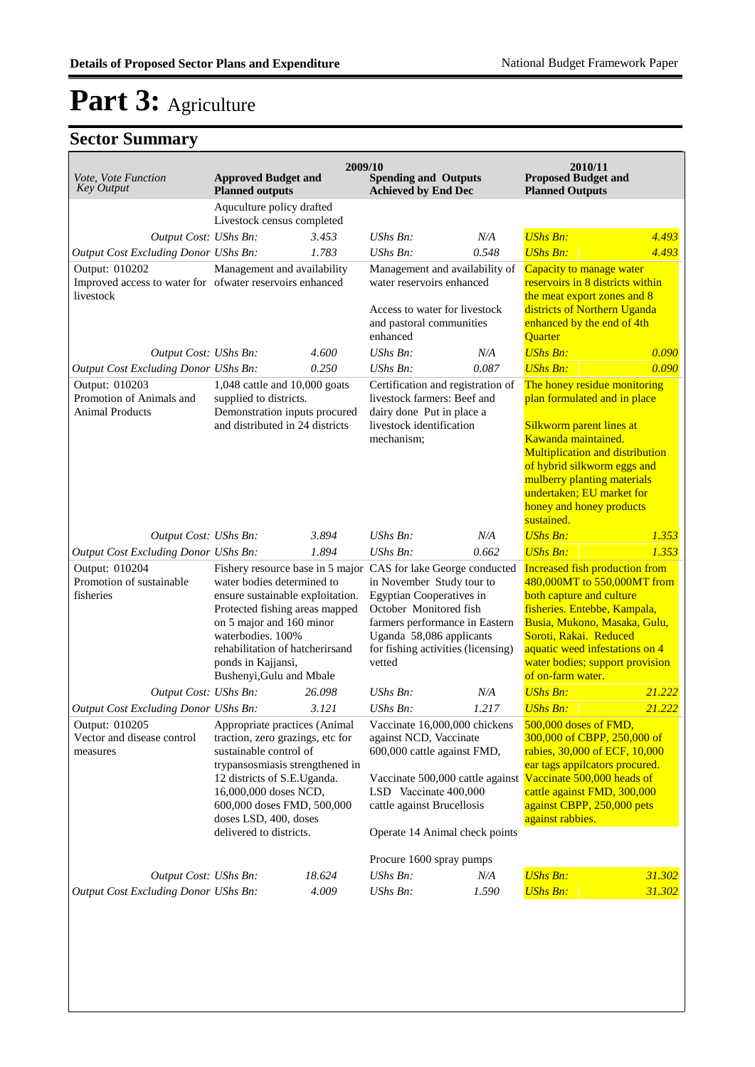# Part 3: Agriculture

## Sector Summary

| *Vote, Vote Function Key Output* | 2009/10 **Approved Budget and Planned outputs** | | **Spending and Outputs Achieved by End Dec** | | 2010/11 **Proposed Budget and Planned Outputs** | |
|---|---|---|---|---|---|---|
| | Aquculture policy drafted Livestock census completed | | | | | |
| *Output Cost: UShs Bn:* | | *3.453* | *UShs Bn:* | *N/A* | *UShs Bn:* | *4.493* |
| *Output Cost Excluding Donor UShs Bn:* | | *1.783* | *UShs Bn:* | *0.548* | *UShs Bn:* | *4.493* |
| Output: 010202 Improved access to water for livestock | Management and availability ofwater reservoirs enhanced | | Management and availability of water reservoirs enhanced<br><br>Access to water for livestock and pastoral communities enhanced | | Capacity to manage water reservoirs in 8 districts within the meat export zones and 8 districts of Northern Uganda enhanced by the end of 4th Quarter | |
| *Output Cost: UShs Bn:* | | *4.600* | *UShs Bn:* | *N/A* | *UShs Bn:* | *0.090* |
| *Output Cost Excluding Donor UShs Bn:* | | *0.250* | *UShs Bn:* | *0.087* | *UShs Bn:* | *0.090* |
| Output: 010203 Promotion of Animals and Animal Products | 1,048 cattle and 10,000 goats supplied to districts. Demonstration inputs procured and distributed in 24 districts | | Certification and registration of livestock farmers: Beef and dairy done Put in place a livestock identification mechanism; | | The honey residue monitoring plan formulated and in place<br><br>Silkworm parent lines at Kawanda maintained. Multiplication and distribution of hybrid silkworm eggs and mulberry planting materials undertaken; EU market for honey and honey products sustained. | |
| *Output Cost: UShs Bn:* | | *3.894* | *UShs Bn:* | *N/A* | *UShs Bn:* | *1.353* |
| *Output Cost Excluding Donor UShs Bn:* | | *1.894* | *UShs Bn:* | *0.662* | *UShs Bn:* | *1.353* |
| Output: 010204 Promotion of sustainable fisheries | Fishery resource base in 5 major water bodies determined to ensure sustainable exploitation. Protected fishing areas mapped on 5 major and 160 minor waterbodies. 100% rehabilitation of hatcherirsand ponds in Kajjansi, Bushenyi,Gulu and Mbale | | CAS for lake George conducted in November Study tour to Egyptian Cooperatives in October Monitored fish farmers performance in Eastern Uganda 58,086 applicants for fishing activities (licensing) vetted | | Increased fish production from 480,000MT to 550,000MT from both capture and culture fisheries. Entebbe, Kampala, Busia, Mukono, Masaka, Gulu, Soroti, Rakai. Reduced aquatic weed infestations on 4 water bodies; support provision of on-farm water. | |
| *Output Cost: UShs Bn:* | | *26.098* | *UShs Bn:* | *N/A* | *UShs Bn:* | *21.222* |
| *Output Cost Excluding Donor UShs Bn:* | | *3.121* | *UShs Bn:* | *1.217* | *UShs Bn:* | *21.222* |
| Output: 010205 Vector and disease control measures | Appropriate practices (Animal traction, zero grazings, etc for sustainable control of trypansosmiasis strengthened in 12 districts of S.E.Uganda. 16,000,000 doses NCD, 600,000 doses FMD, 500,000 doses LSD, 400, doses delivered to districts. | | Vaccinate 16,000,000 chickens against NCD, Vaccinate 600,000 cattle against FMD,<br><br>Vaccinate 500,000 cattle against LSD Vaccinate 400,000 cattle against Brucellosis<br><br>Operate 14 Animal check points<br><br>Procure 1600 spray pumps | | 500,000 doses of FMD, 300,000 of CBPP, 250,000 of rabies, 30,000 of ECF, 10,000 ear tags appilcators procured. Vaccinate 500,000 heads of cattle against FMD, 300,000 against CBPP, 250,000 pets against rabbies. | |
| *Output Cost: UShs Bn:* | | *18.624* | *UShs Bn:* | *N/A* | *UShs Bn:* | *31.302* |
| *Output Cost Excluding Donor UShs Bn:* | | *4.009* | *UShs Bn:* | *1.590* | *UShs Bn:* | *31.302* |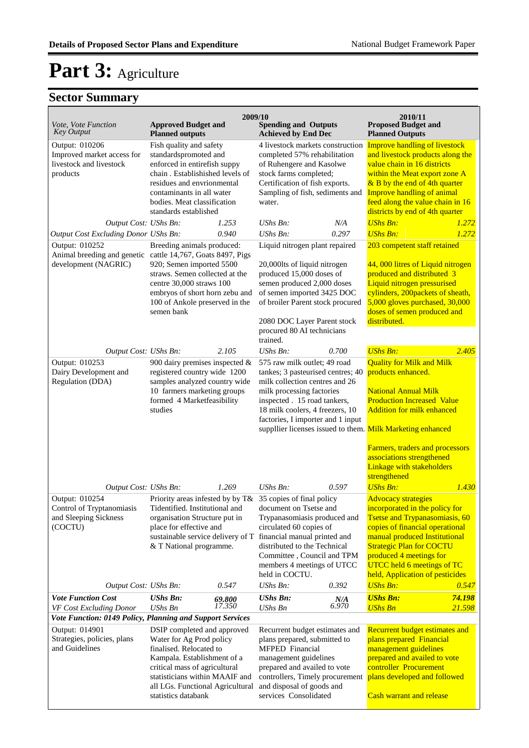# Part 3: Agriculture

## Sector Summary

| Vote, Vote Function Key Output | 2009/10 Approved Budget and Planned outputs | | 2009/10 Spending and Outputs Achieved by End Dec | | 2010/11 Proposed Budget and Planned Outputs | |
|---|---|---|---|---|---|---|
| Output: 010206 Improved market access for livestock and livestock products | Fish quality and safety standardspromoted and enforced in entirefish suppy chain . Established levels of residues and envrionmental contaminants in all water bodies. Meat classification standards established | | 4 livestock markets construction completed 57% rehabilitation of Ruhengere and Kasolwe stock farms completed; Certification of fish exports. Sampling of fish, sediments and water. | | Improve handling of livestock and livestock products along the value chain in 16 districts within the Meat export zone A & B by the end of 4th quarter Improve handling of animal feed along the value chain in 16 districts by end of 4th quarter | |
| *Output Cost: UShs Bn:* | | *1.253* | *UShs Bn:* | *N/A* | *UShs Bn:* | *1.272* |
| *Output Cost Excluding Donor UShs Bn:* | | *0.940* | *UShs Bn:* | *0.297* | *UShs Bn:* | *1.272* |
| Output: 010252 Animal breeding and genetic development (NAGRIC) | Breeding animals produced: cattle 14,767, Goats 8497, Pigs 920; Semen imported 5500 straws. Semen collected at the centre 30,000 straws 100 embryos of short horn zebu and 100 of Ankole preserved in the semen bank | | Liquid nitrogen plant repaired<br><br>20,000lts of liquid nitrogen produced 15,000 doses of semen produced 2,000 doses of semen imported 3425 DOC of broiler Parent stock procured<br><br>2080 DOC Layer Parent stock procured 80 AI technicians trained. | | 203 competent staff retained<br><br>44, 000 litres of Liquid nitrogen produced and distributed 3 Liquid nitrogen pressurised cylinders, 200packets of sheath, 5,000 gloves purchased, 30,000 doses of semen produced and distributed. | |
| *Output Cost: UShs Bn:* | | *2.105* | *UShs Bn:* | *0.700* | *UShs Bn:* | *2.405* |
| Output: 010253 Dairy Development and Regulation (DDA) | 900 dairy premises inspected & registered country wide 1200 samples analyzed country wide 10 farmers marketing groups formed 4 Marketfeasibility studies | | 575 raw milk outlet; 49 road tankes; 3 pasteurised centres; 40 milk collection centres and 26 milk processing factories inspected . 15 road tankers, 18 milk coolers, 4 freezers, 10 factories, I importer and 1 input suppllier licenses issued to them. | | Quality for Milk and Milk products enhanced.<br><br>National Annual Milk Production Increased Value Addition for milk enhanced<br><br>Milk Marketing enhanced<br><br>Farmers, traders and processors associations strengthened Linkage with stakeholders strengthened | |
| *Output Cost: UShs Bn:* | | *1.269* | *UShs Bn:* | *0.597* | *UShs Bn:* | *1.430* |
| Output: 010254 Control of Tryptanomiasis and Sleeping Sickness (COCTU) | Priority areas infested by by T& Tidentified. Institutional and organisation Structure put in place for effective and sustainable service delivery of T & T National programme. | | 35 copies of final policy document on Tsetse and Trypanasomiasis produced and circulated 60 copies of financial manual printed and distributed to the Technical Committee , Council and TPM members 4 meetings of UTCC held in COCTU. | | Advocacy strategies incorporated in the policy for Tsetse and Trypanasomiasis, 60 copies of financial operational manual produced Institutional Strategic Plan for COCTU produced 4 meetings for UTCC held 6 meetings of TC held, Application of pesticides | |
| *Output Cost: UShs Bn:* | | *0.547* | *UShs Bn:* | *0.392* | *UShs Bn:* | *0.547* |
| ***Vote Function Cost*** | ***UShs Bn:*** | ***69.800*** | ***UShs Bn:*** | ***N/A*** | ***UShs Bn:*** | ***74.198*** |
| *VF Cost Excluding Donor* | *UShs Bn* | *17.350* | *UShs Bn* | *6.970* | *UShs Bn* | *21.598* |
| ***Vote Function: 0149 Policy, Planning and Support Services*** | | | | | | |
| Output: 014901 Strategies, policies, plans and Guidelines | DSIP completed and approved Water for Ag Prod policy finalised. Relocated to Kampala. Establishment of a critical mass of agricultural statisticians within MAAIF and all LGs. Functional Agricultural statistics databank | | Recurrent budget estimates and plans prepared, submitted to MFPED Financial management guidelines prepared and availed to vote controllers, Timely procurement and disposal of goods and services Consolidated | | Recurrent budget estimates and plans prepared Financial management guidelines prepared and availed to vote controller Procurement plans developed and followed<br><br>Cash warrant and release | |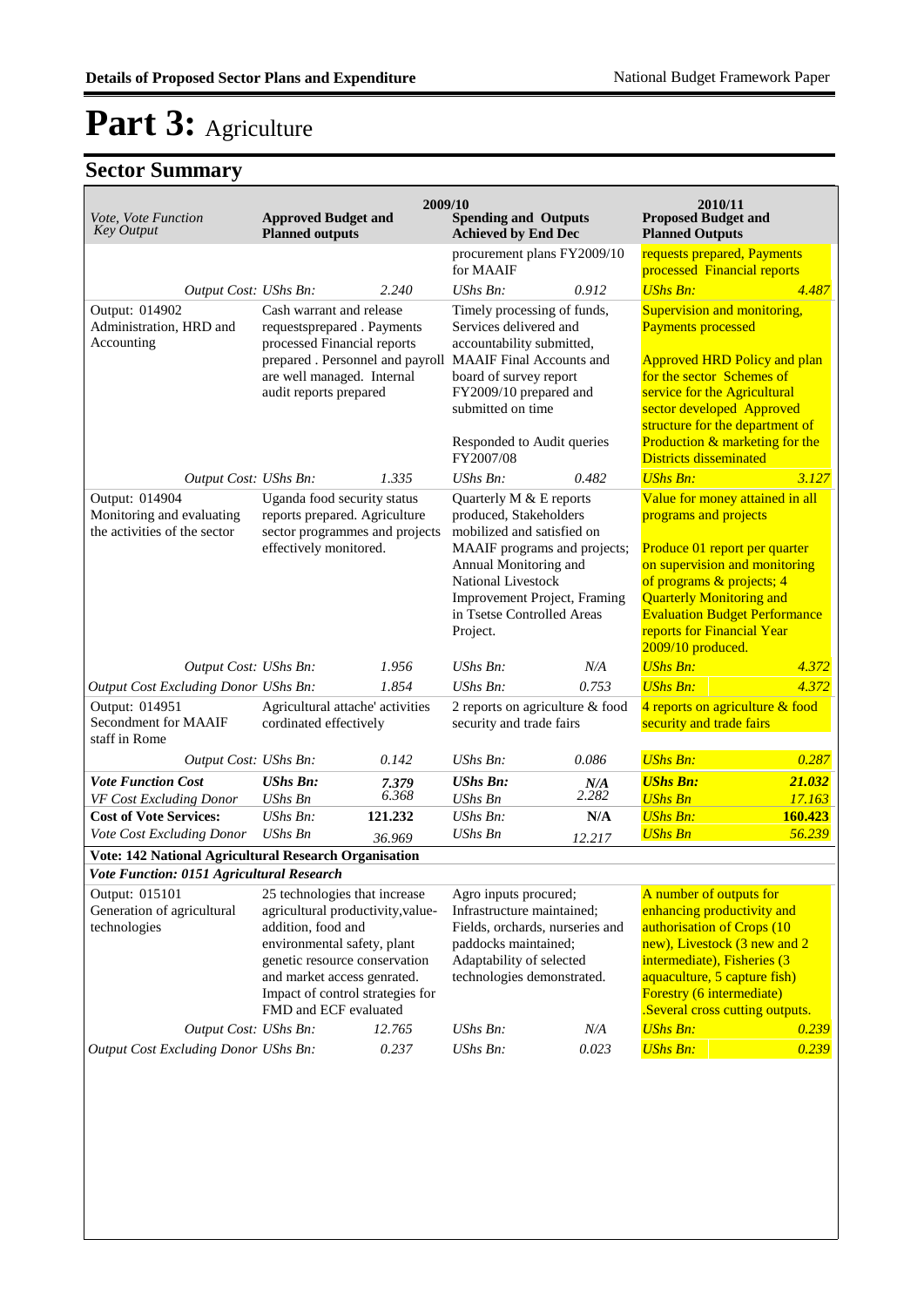# Part 3: Agriculture

## Sector Summary

| Vote, Vote Function Key Output | 2009/10 Approved Budget and Planned outputs | | 2009/10 Spending and Outputs Achieved by End Dec | | 2010/11 Proposed Budget and Planned Outputs | |
|---|---|---|---|---|---|---|
| | | | procurement plans FY2009/10 for MAAIF | | requests prepared, Payments processed Financial reports | |
| *Output Cost:* | *UShs Bn:* | *2.240* | *UShs Bn:* | *0.912* | *UShs Bn:* | *4.487* |
| Output: 014902 Administration, HRD and Accounting | Cash warrant and release requestsprepared . Payments processed Financial reports prepared . Personnel and payroll are well managed. Internal audit reports prepared | | Timely processing of funds, Services delivered and accountability submitted, MAAIF Final Accounts and board of survey report FY2009/10 prepared and submitted on time<br><br>Responded to Audit queries FY2007/08 | | Supervision and monitoring, Payments processed<br><br>Approved HRD Policy and plan for the sector Schemes of service for the Agricultural sector developed Approved structure for the department of Production & marketing for the Districts disseminated | |
| *Output Cost:* | *UShs Bn:* | *1.335* | *UShs Bn:* | *0.482* | *UShs Bn:* | *3.127* |
| Output: 014904 Monitoring and evaluating the activities of the sector | Uganda food security status reports prepared. Agriculture sector programmes and projects effectively monitored. | | Quarterly M & E reports produced, Stakeholders mobilized and satisfied on MAAIF programs and projects; Annual Monitoring and National Livestock Improvement Project, Framing in Tsetse Controlled Areas Project. | | Value for money attained in all programs and projects<br><br>Produce 01 report per quarter on supervision and monitoring of programs & projects; 4 Quarterly Monitoring and Evaluation Budget Performance reports for Financial Year 2009/10 produced. | |
| *Output Cost:* | *UShs Bn:* | *1.956* | *UShs Bn:* | *N/A* | *UShs Bn:* | *4.372* |
| *Output Cost Excluding Donor* | *UShs Bn:* | *1.854* | *UShs Bn:* | *0.753* | *UShs Bn:* | *4.372* |
| Output: 014951 Secondment for MAAIF staff in Rome | Agricultural attache' activities cordinated effectively | | 2 reports on agriculture & food security and trade fairs | | 4 reports on agriculture & food security and trade fairs | |
| *Output Cost:* | *UShs Bn:* | *0.142* | *UShs Bn:* | *0.086* | *UShs Bn:* | *0.287* |
| ***Vote Function Cost*** | ***UShs Bn:*** | ***7.379*** | ***UShs Bn:*** | ***N/A*** | ***UShs Bn:*** | ***21.032*** |
| *VF Cost Excluding Donor* | *UShs Bn* | *6.368* | *UShs Bn* | *2.282* | *UShs Bn* | *17.163* |
| **Cost of Vote Services:** | *UShs Bn:* | **121.232** | *UShs Bn:* | **N/A** | *UShs Bn:* | **160.423** |
| *Vote Cost Excluding Donor* | *UShs Bn* | *36.969* | *UShs Bn* | *12.217* | *UShs Bn* | *56.239* |
| **Vote: 142 National Agricultural Research Organisation** | | | | | | |
| ***Vote Function: 0151 Agricultural Research*** | | | | | | |
| Output: 015101 Generation of agricultural technologies | 25 technologies that increase agricultural productivity,value-addition, food and environmental safety, plant genetic resource conservation and market access genrated. Impact of control strategies for FMD and ECF evaluated | | Agro inputs procured; Infrastructure maintained; Fields, orchards, nurseries and paddocks maintained; Adaptability of selected technologies demonstrated. | | A number of outputs for enhancing productivity and authorisation of Crops (10 new), Livestock (3 new and 2 intermediate), Fisheries (3 aquaculture, 5 capture fish) Forestry (6 intermediate) .Several cross cutting outputs. | |
| *Output Cost:* | *UShs Bn:* | *12.765* | *UShs Bn:* | *N/A* | *UShs Bn:* | *0.239* |
| *Output Cost Excluding Donor* | *UShs Bn:* | *0.237* | *UShs Bn:* | *0.023* | *UShs Bn:* | *0.239* |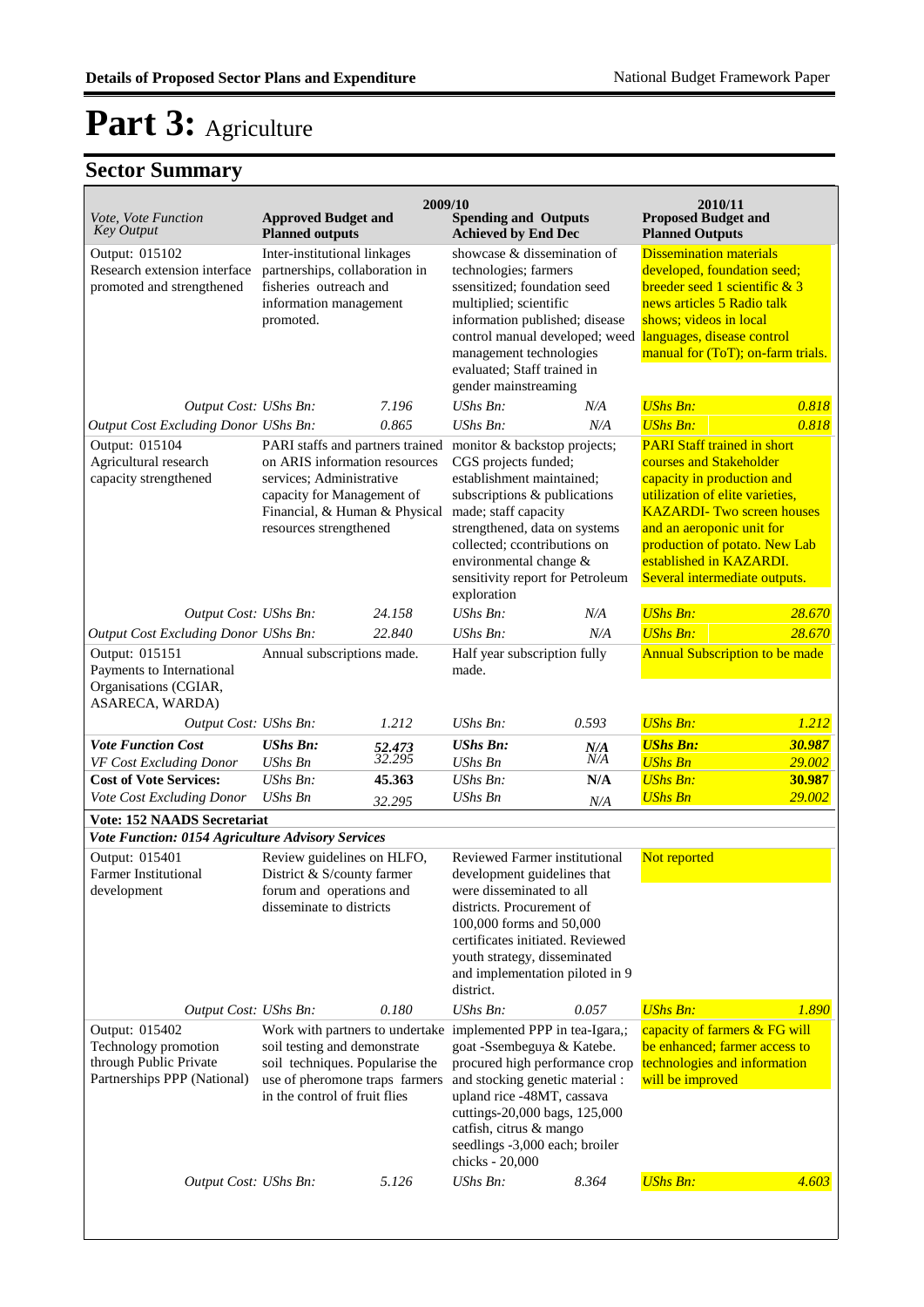Details of Proposed Sector Plans and Expenditure

# Part 3: Agriculture

## Sector Summary

| Vote, Vote Function Key Output | 2009/10 Approved Budget and Planned outputs | | 2009/10 Spending and Outputs Achieved by End Dec | | 2010/11 Proposed Budget and Planned Outputs | |
|---|---|---|---|---|---|---|
| Output: 015102 Research extension interface promoted and strengthened | Inter-institutional linkages partnerships, collaboration in fisheries outreach and information management promoted. | | showcase & dissemination of technologies; farmers ssensitized; foundation seed multiplied; scientific information published; disease control manual developed; weed management technologies evaluated; Staff trained in gender mainstreaming | | Dissemination materials developed, foundation seed; breeder seed 1 scientific & 3 news articles 5 Radio talk shows; videos in local languages, disease control manual for (ToT); on-farm trials. | |
| *Output Cost:* | *UShs Bn:* | *7.196* | *UShs Bn:* | *N/A* | *UShs Bn:* | *0.818* |
| *Output Cost Excluding Donor* | *UShs Bn:* | *0.865* | *UShs Bn:* | *N/A* | *UShs Bn:* | *0.818* |
| Output: 015104 Agricultural research capacity strengthened | PARI staffs and partners trained on ARIS information resources services; Administrative capacity for Management of Financial, & Human & Physical resources strengthened | | monitor & backstop projects; CGS projects funded; establishment maintained; subscriptions & publications made; staff capacity strengthened, data on systems collected; ccontributions on environmental change & sensitivity report for Petroleum exploration | | PARI Staff trained in short courses and Stakeholder capacity in production and utilization of elite varieties, KAZARDI- Two screen houses and an aeroponic unit for production of potato. New Lab established in KAZARDI. Several intermediate outputs. | |
| *Output Cost:* | *UShs Bn:* | *24.158* | *UShs Bn:* | *N/A* | *UShs Bn:* | *28.670* |
| *Output Cost Excluding Donor* | *UShs Bn:* | *22.840* | *UShs Bn:* | *N/A* | *UShs Bn:* | *28.670* |
| Output: 015151 Payments to International Organisations (CGIAR, ASARECA, WARDA) | Annual subscriptions made. | | Half year subscription fully made. | | Annual Subscription to be made | |
| *Output Cost:* | *UShs Bn:* | *1.212* | *UShs Bn:* | *0.593* | *UShs Bn:* | *1.212* |
| ***Vote Function Cost*** | ***UShs Bn:*** | *52.473* | ***UShs Bn:*** | *N/A* | ***UShs Bn:*** | ***30.987*** |
| *VF Cost Excluding Donor* | *UShs Bn* | *32.295* | *UShs Bn* | *N/A* | *UShs Bn* | *29.002* |
| **Cost of Vote Services:** | *UShs Bn:* | **45.363** | *UShs Bn:* | **N/A** | *UShs Bn:* | **30.987** |
| *Vote Cost Excluding Donor* | *UShs Bn* | *32.295* | *UShs Bn* | *N/A* | *UShs Bn* | *29.002* |
| **Vote: 152 NAADS Secretariat** | | | | | | |
| ***Vote Function: 0154 Agriculture Advisory Services*** | | | | | | |
| Output: 015401 Farmer Institutional development | Review guidelines on HLFO, District & S/county farmer forum and operations and disseminate to districts | | Reviewed Farmer institutional development guidelines that were disseminated to all districts. Procurement of 100,000 forms and 50,000 certificates initiated. Reviewed youth strategy, disseminated and implementation piloted in 9 district. | | Not reported | |
| *Output Cost:* | *UShs Bn:* | *0.180* | *UShs Bn:* | *0.057* | *UShs Bn:* | *1.890* |
| Output: 015402 Technology promotion through Public Private Partnerships PPP (National) | Work with partners to undertake soil testing and demonstrate soil techniques. Popularise the use of pheromone traps farmers in the control of fruit flies | | implemented PPP in tea-Igara,; goat -Ssembeguya & Katebe. procured high performance crop and stocking genetic material : upland rice -48MT, cassava cuttings-20,000 bags, 125,000 catfish, citrus & mango seedlings -3,000 each; broiler chicks - 20,000 | | capacity of farmers & FG will be enhanced; farmer access to technologies and information will be improved | |
| *Output Cost:* | *UShs Bn:* | *5.126* | *UShs Bn:* | *8.364* | *UShs Bn:* | *4.603* |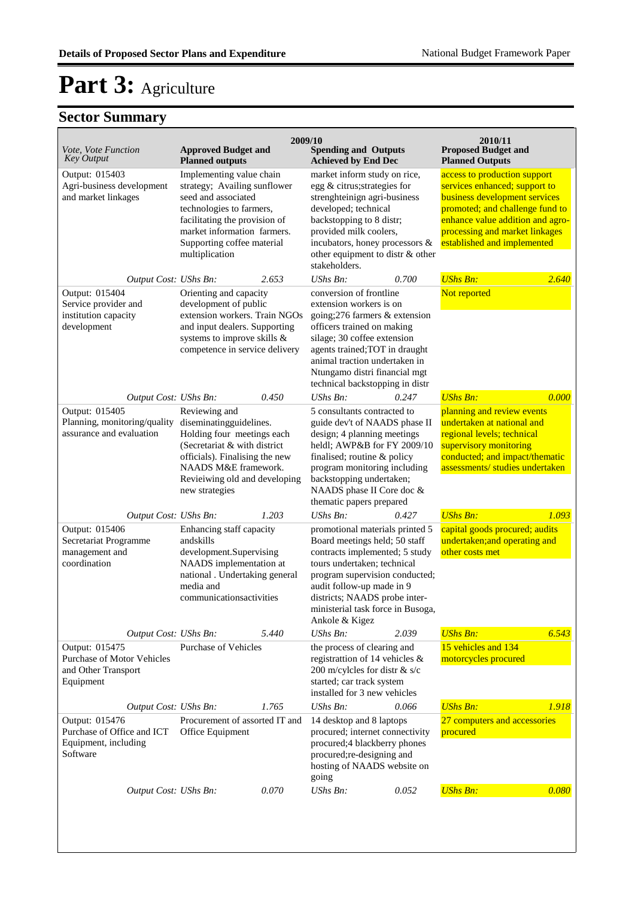# Part 3: Agriculture

## Sector Summary

| *Vote, Vote Function Key Output* | 2009/10 **Approved Budget and Planned outputs** | | 2009/10 **Spending and Outputs Achieved by End Dec** | | 2010/11 **Proposed Budget and Planned Outputs** | |
|---|---|---|---|---|---|---|
| Output: 015403 Agri-business development and market linkages | Implementing value chain strategy; Availing sunflower seed and associated technologies to farmers, facilitating the provision of market information farmers. Supporting coffee material multiplication | | market inform study on rice, egg & citrus;strategies for strenghteinign agri-business developed; technical backstopping to 8 distr; provided milk coolers, incubators, honey processors & other equipment to distr & other stakeholders. | | access to production support services enhanced; support to business development services promoted; and challenge fund to enhance value addition and agro-processing and market linkages established and implemented | |
| *Output Cost: UShs Bn:* | | *2.653* | *UShs Bn:* | *0.700* | *UShs Bn:* | *2.640* |
| Output: 015404 Service provider and institution capacity development | Orienting and capacity development of public extension workers. Train NGOs and input dealers. Supporting systems to improve skills & competence in service delivery | | conversion of frontline extension workers is on going;276 farmers & extension officers trained on making silage; 30 coffee extension agents trained;TOT in draught animal traction undertaken in Ntungamo distri financial mgt technical backstopping in distr | | Not reported | |
| *Output Cost: UShs Bn:* | | *0.450* | *UShs Bn:* | *0.247* | *UShs Bn:* | *0.000* |
| Output: 015405 Planning, monitoring/quality assurance and evaluation | Reviewing and diseminatingguidelines. Holding four meetings each (Secretariat & with district officials). Finalising the new NAADS M&E framework. Revieiwing old and developing new strategies | | 5 consultants contracted to guide dev't of NAADS phase II design; 4 planning meetings heldl; AWP&B for FY 2009/10 finalised; routine & policy program monitoring including backstopping undertaken; NAADS phase II Core doc & thematic papers prepared | | planning and review events undertaken at national and regional levels; technical supervisory monitoring conducted; and impact/thematic assessments/ studies undertaken | |
| *Output Cost: UShs Bn:* | | *1.203* | *UShs Bn:* | *0.427* | *UShs Bn:* | *1.093* |
| Output: 015406 Secretariat Programme management and coordination | Enhancing staff capacity andskills development.Supervising NAADS implementation at national . Undertaking general media and communicationsactivities | | promotional materials printed 5 Board meetings held; 50 staff contracts implemented; 5 study tours undertaken; technical program supervision conducted; audit follow-up made in 9 districts; NAADS probe inter-ministerial task force in Busoga, Ankole & Kigez | | capital goods procured; audits undertaken;and operating and other costs met | |
| *Output Cost: UShs Bn:* | | *5.440* | *UShs Bn:* | *2.039* | *UShs Bn:* | *6.543* |
| Output: 015475 Purchase of Motor Vehicles and Other Transport Equipment | Purchase of Vehicles | | the process of clearing and registrattion of 14 vehicles & 200 m/cylcles for distr & s/c started; car track system installed for 3 new vehicles | | 15 vehicles and 134 motorcycles procured | |
| *Output Cost: UShs Bn:* | | *1.765* | *UShs Bn:* | *0.066* | *UShs Bn:* | *1.918* |
| Output: 015476 Purchase of Office and ICT Equipment, including Software | Procurement of assorted IT and Office Equipment | | 14 desktop and 8 laptops procured; internet connectivity procured;4 blackberry phones procured;re-designing and hosting of NAADS website on going | | 27 computers and accessories procured | |
| *Output Cost: UShs Bn:* | | *0.070* | *UShs Bn:* | *0.052* | *UShs Bn:* | *0.080* |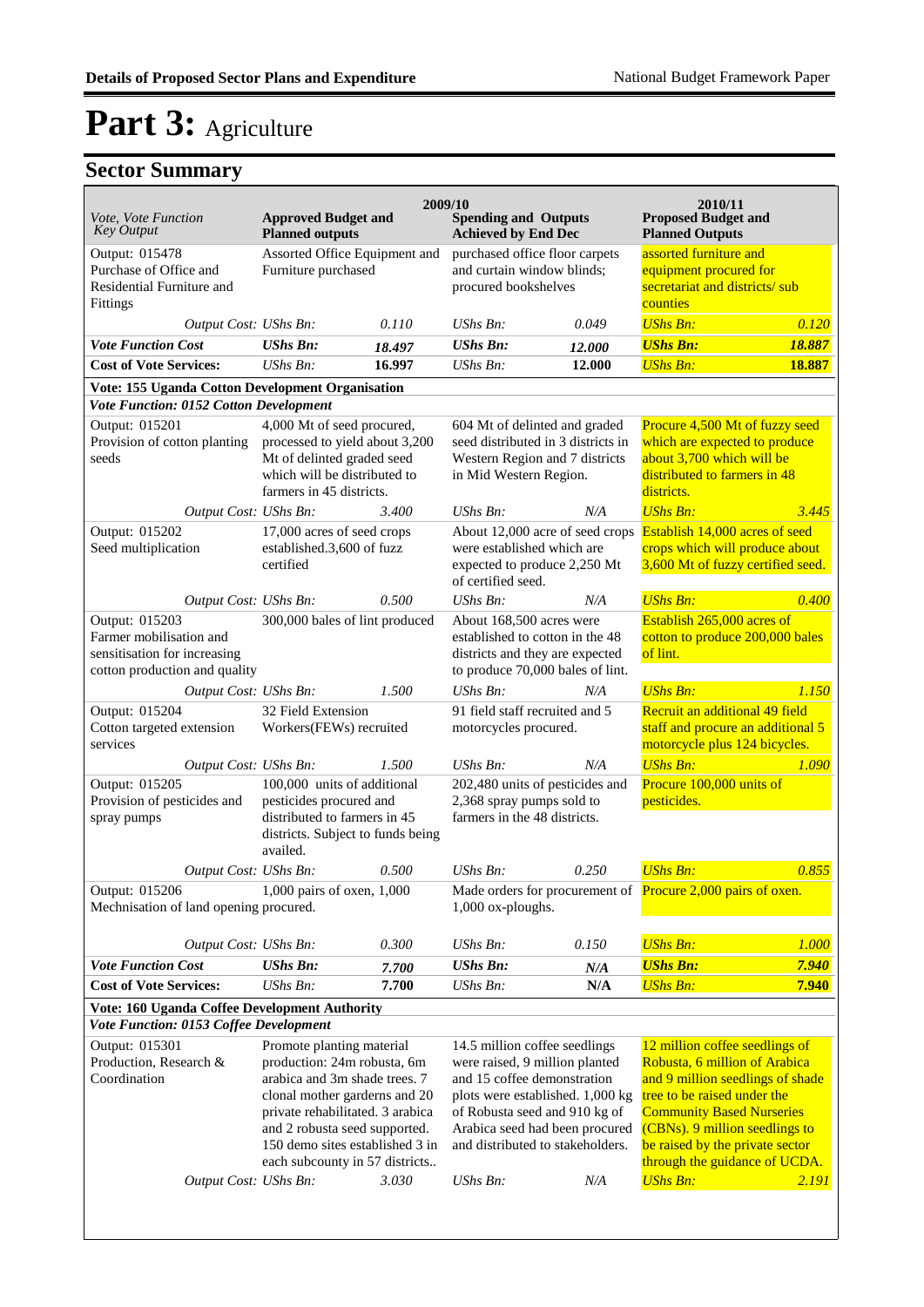# Part 3: Agriculture

## Sector Summary

| Vote, Vote Function *Key Output* | 2009/10 Approved Budget and Planned outputs | | 2009/10 Spending and Outputs Achieved by End Dec | | 2010/11 Proposed Budget and Planned Outputs | |
|---|---|---|---|---|---|---|
| Output: 015478 Purchase of Office and Residential Furniture and Fittings | Assorted Office Equipment and Furniture purchased | | purchased office floor carpets and curtain window blinds; procured bookshelves | | assorted furniture and equipment procured for secretariat and districts/ sub counties | |
| *Output Cost:* | *UShs Bn:* | *0.110* | *UShs Bn:* | *0.049* | *UShs Bn:* | *0.120* |
| ***Vote Function Cost*** | ***UShs Bn:*** | ***18.497*** | ***UShs Bn:*** | ***12.000*** | ***UShs Bn:*** | ***18.887*** |
| **Cost of Vote Services:** | *UShs Bn:* | **16.997** | *UShs Bn:* | **12.000** | *UShs Bn:* | **18.887** |
| **Vote: 155 Uganda Cotton Development Organisation** | | | | | | |
| ***Vote Function: 0152 Cotton Development*** | | | | | | |
| Output: 015201 Provision of cotton planting seeds | 4,000 Mt of seed procured, processed to yield about 3,200 Mt of delinted graded seed which will be distributed to farmers in 45 districts. | | 604 Mt of delinted and graded seed distributed in 3 districts in Western Region and 7 districts in Mid Western Region. | | Procure 4,500 Mt of fuzzy seed which are expected to produce about 3,700 which will be distributed to farmers in 48 districts. | |
| *Output Cost:* | *UShs Bn:* | *3.400* | *UShs Bn:* | *N/A* | *UShs Bn:* | *3.445* |
| Output: 015202 Seed multiplication | 17,000 acres of seed crops established.3,600 of fuzz certified | | About 12,000 acre of seed crops were established which are expected to produce 2,250 Mt of certified seed. | | Establish 14,000 acres of seed crops which will produce about 3,600 Mt of fuzzy certified seed. | |
| *Output Cost:* | *UShs Bn:* | *0.500* | *UShs Bn:* | *N/A* | *UShs Bn:* | *0.400* |
| Output: 015203 Farmer mobilisation and sensitisation for increasing cotton production and quality | 300,000 bales of lint produced | | About 168,500 acres were established to cotton in the 48 districts and they are expected to produce 70,000 bales of lint. | | Establish 265,000 acres of cotton to produce 200,000 bales of lint. | |
| *Output Cost:* | *UShs Bn:* | *1.500* | *UShs Bn:* | *N/A* | *UShs Bn:* | *1.150* |
| Output: 015204 Cotton targeted extension services | 32 Field Extension Workers(FEWs) recruited | | 91 field staff recruited and 5 motorcycles procured. | | Recruit an additional 49 field staff and procure an additional 5 motorcycle plus 124 bicycles. | |
| *Output Cost:* | *UShs Bn:* | *1.500* | *UShs Bn:* | *N/A* | *UShs Bn:* | *1.090* |
| Output: 015205 Provision of pesticides and spray pumps | 100,000 units of additional pesticides procured and distributed to farmers in 45 districts. Subject to funds being availed. | | 202,480 units of pesticides and 2,368 spray pumps sold to farmers in the 48 districts. | | Procure 100,000 units of pesticides. | |
| *Output Cost:* | *UShs Bn:* | *0.500* | *UShs Bn:* | *0.250* | *UShs Bn:* | *0.855* |
| Output: 015206 Mechnisation of land opening | 1,000 pairs of oxen, 1,000 procured. | | Made orders for procurement of 1,000 ox-ploughs. | | Procure 2,000 pairs of oxen. | |
| *Output Cost:* | *UShs Bn:* | *0.300* | *UShs Bn:* | *0.150* | *UShs Bn:* | *1.000* |
| ***Vote Function Cost*** | ***UShs Bn:*** | ***7.700*** | ***UShs Bn:*** | ***N/A*** | ***UShs Bn:*** | ***7.940*** |
| **Cost of Vote Services:** | *UShs Bn:* | **7.700** | *UShs Bn:* | **N/A** | *UShs Bn:* | **7.940** |
| **Vote: 160 Uganda Coffee Development Authority** | | | | | | |
| ***Vote Function: 0153 Coffee Development*** | | | | | | |
| Output: 015301 Production, Research & Coordination | Promote planting material production: 24m robusta, 6m arabica and 3m shade trees. 7 clonal mother gardens and 20 private rehabilitated. 3 arabica and 2 robusta seed supported. 150 demo sites established 3 in each subcounty in 57 districts.. | | 14.5 million coffee seedlings were raised, 9 million planted and 15 coffee demonstration plots were established. 1,000 kg of Robusta seed and 910 kg of Arabica seed had been procured and distributed to stakeholders. | | 12 million coffee seedlings of Robusta, 6 million of Arabica and 9 million seedlings of shade tree to be raised under the Community Based Nurseries (CBNs). 9 million seedlings to be raised by the private sector through the guidance of UCDA. | |
| *Output Cost:* | *UShs Bn:* | *3.030* | *UShs Bn:* | *N/A* | *UShs Bn:* | *2.191* |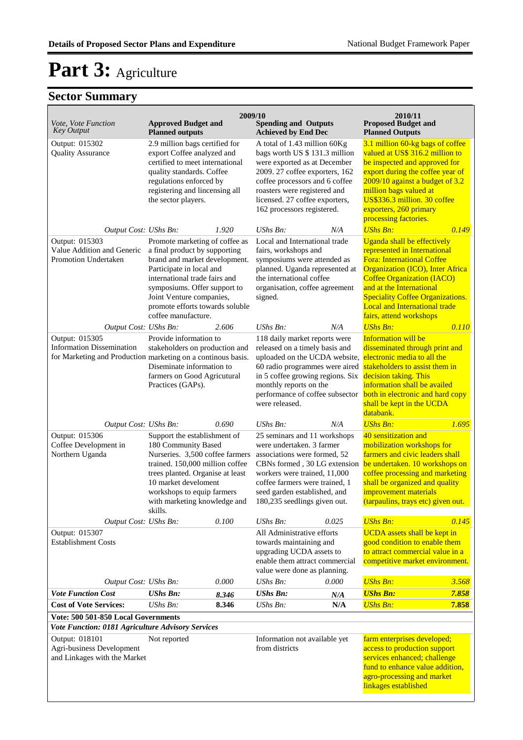# Part 3: Agriculture

## Sector Summary

| Vote, Vote Function Key Output | 2009/10 Approved Budget and Planned outputs | | 2009/10 Spending and Outputs Achieved by End Dec | | 2010/11 Proposed Budget and Planned Outputs | |
|---|---|---|---|---|---|---|
| Output: 015302 Quality Assurance | 2.9 million bags certified for export Coffee analyzed and certified to meet international quality standards. Coffee regulations enforced by registering and licensing all the sector players. | | A total of 1.43 million 60Kg bags worth US $ 131.3 million were exported as at December 2009. 27 coffee exporters, 162 coffee processors and 6 coffee roasters were registered and licensed. 27 coffee exporters, 162 processors registered. | | 3.1 million 60-kg bags of coffee valued at US$ 316.2 million to be inspected and approved for export during the coffee year of 2009/10 against a budget of 3.2 million bags valued at US$336.3 million. 30 coffee exporters, 260 primary processing factories. | |
| *Output Cost:* | *UShs Bn:* | *1.920* | *UShs Bn:* | *N/A* | *UShs Bn:* | *0.149* |
| Output: 015303 Value Addition and Generic Promotion Undertaken | Promote marketing of coffee as a final product by supporting brand and market development. Participate in local and international trade fairs and symposiums. Offer support to Joint Venture companies, promote efforts towards soluble coffee manufacture. | | Local and International trade fairs, workshops and symposiums were attended as planned. Uganda represented at the international coffee organisation, coffee agreement signed. | | Uganda shall be effectively represented in International Fora: International Coffee Organization (ICO), Inter Africa Coffee Organization (IACO) and at the International Speciality Coffee Organizations. Local and International trade fairs, attend workshops | |
| *Output Cost:* | *UShs Bn:* | *2.606* | *UShs Bn:* | *N/A* | *UShs Bn:* | *0.110* |
| Output: 015305 Information Dissemination for Marketing and Production | Provide information to stakeholders on production and marketing on a continous basis. Diseminate information to farmers on Good Agricultural Practices (GAPs). | | 118 daily market reports were released on a timely basis and uploaded on the UCDA website, 60 radio programmes were aired in 5 coffee growing regions. Six monthly reports on the performance of coffee subsector were released. | | Information will be disseminated through print and electronic media to all the stakeholders to assist them in decision taking. This information shall be availed both in electronic and hard copy shall be kept in the UCDA databank. | |
| *Output Cost:* | *UShs Bn:* | *0.690* | *UShs Bn:* | *N/A* | *UShs Bn:* | *1.695* |
| Output: 015306 Coffee Development in Northern Uganda | Support the establishment of 180 Community Based Nurseries. 3,500 coffee farmers trained. 150,000 million coffee trees planted. Organise at least 10 market develoment workshops to equip farmers with marketing knowledge and skills. | | 25 seminars and 11 workshops were undertaken. 3 farmer associations were formed, 52 CBNs formed , 30 LG extension workers were trained, 11,000 coffee farmers were trained, 1 seed garden established, and 180,235 seedlings given out. | | 40 sensitization and mobilization workshops for farmers and civic leaders shall be undertaken. 10 workshops on coffee processing and marketing shall be organized and quality improvement materials (tarpaulins, trays etc) given out. | |
| *Output Cost:* | *UShs Bn:* | *0.100* | *UShs Bn:* | *0.025* | *UShs Bn:* | *0.145* |
| Output: 015307 Establishment Costs | | | All Administrative efforts towards maintaining and upgrading UCDA assets to enable them attract commercial value were done as planning. | | UCDA assets shall be kept in good condition to enable them to attract commercial value in a competitive market environment. | |
| *Output Cost:* | *UShs Bn:* | *0.000* | *UShs Bn:* | *0.000* | *UShs Bn:* | *3.568* |
| ***Vote Function Cost*** | ***UShs Bn:*** | ***8.346*** | ***UShs Bn:*** | ***N/A*** | ***UShs Bn:*** | ***7.858*** |
| **Cost of Vote Services:** | *UShs Bn:* | **8.346** | *UShs Bn:* | **N/A** | *UShs Bn:* | ***7.858*** |
| **Vote: 500 501-850 Local Governments** | | | | | | |
| ***Vote Function: 0181 Agriculture Advisory Services*** | | | | | | |
| Output: 018101 Agri-business Development and Linkages with the Market | Not reported | | Information not available yet from districts | | farm enterprises developed; access to production support services enhanced; challenge fund to enhance value addition, agro-processing and market linkages established | |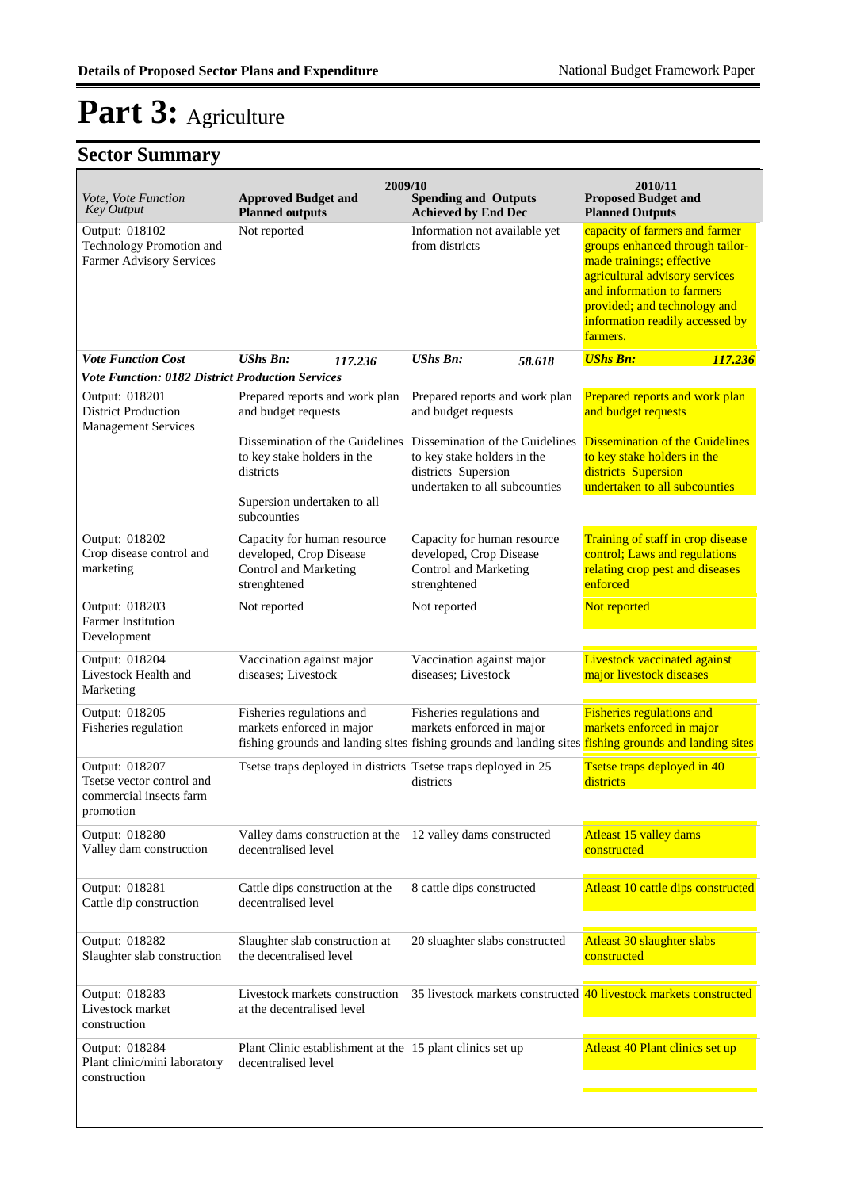**Details of Proposed Sector Plans and Expenditure**

# Part 3: Agriculture

## Sector Summary

| *Vote, Vote Function Key Output* | 2009/10 **Approved Budget and Planned outputs** | **Spending and Outputs Achieved by End Dec** | 2010/11 **Proposed Budget and Planned Outputs** |
|---|---|---|---|
| Output: 018102 Technology Promotion and Farmer Advisory Services | Not reported | Information not available yet from districts | capacity of farmers and farmer groups enhanced through tailor-made trainings; effective agricultural advisory services and information to farmers provided; and technology and information readily accessed by farmers. |
| ***Vote Function Cost*** | ***UShs Bn:*** ***117.236*** | ***UShs Bn:*** ***58.618*** | ***UShs Bn:*** ***117.236*** |
| ***Vote Function: 0182 District Production Services*** | | | |
| Output: 018201 District Production Management Services | Prepared reports and work plan and budget requests<br><br>Dissemination of the Guidelines to key stake holders in the districts<br><br>Supersion undertaken to all subcounties | Prepared reports and work plan and budget requests<br><br>Dissemination of the Guidelines to key stake holders in the districts Supersion undertaken to all subcounties | Prepared reports and work plan and budget requests<br><br>Dissemination of the Guidelines to key stake holders in the districts Supersion undertaken to all subcounties |
| Output: 018202 Crop disease control and marketing | Capacity for human resource developed, Crop Disease Control and Marketing strenghtened | Capacity for human resource developed, Crop Disease Control and Marketing strenghtened | Training of staff in crop disease control; Laws and regulations relating crop pest and diseases enforced |
| Output: 018203 Farmer Institution Development | Not reported | Not reported | Not reported |
| Output: 018204 Livestock Health and Marketing | Vaccination against major diseases; Livestock | Vaccination against major diseases; Livestock | Livestock vaccinated against major livestock diseases |
| Output: 018205 Fisheries regulation | Fisheries regulations and markets enforced in major fishing grounds and landing sites | Fisheries regulations and markets enforced in major fishing grounds and landing sites | Fisheries regulations and markets enforced in major fishing grounds and landing sites |
| Output: 018207 Tsetse vector control and commercial insects farm promotion | Tsetse traps deployed in districts | Tsetse traps deployed in 25 districts | Tsetse traps deployed in 40 districts |
| Output: 018280 Valley dam construction | Valley dams construction at the decentralised level | 12 valley dams constructed | Atleast 15 valley dams constructed |
| Output: 018281 Cattle dip construction | Cattle dips construction at the decentralised level | 8 cattle dips constructed | Atleast 10 cattle dips constructed |
| Output: 018282 Slaughter slab construction | Slaughter slab construction at the decentralised level | 20 sluaghter slabs constructed | Atleast 30 slaughter slabs constructed |
| Output: 018283 Livestock market construction | Livestock markets construction at the decentralised level | 35 livestock markets constructed | 40 livestock markets constructed |
| Output: 018284 Plant clinic/mini laboratory construction | Plant Clinic establishment at the decentralised level | 15 plant clinics set up | Atleast 40 Plant clinics set up |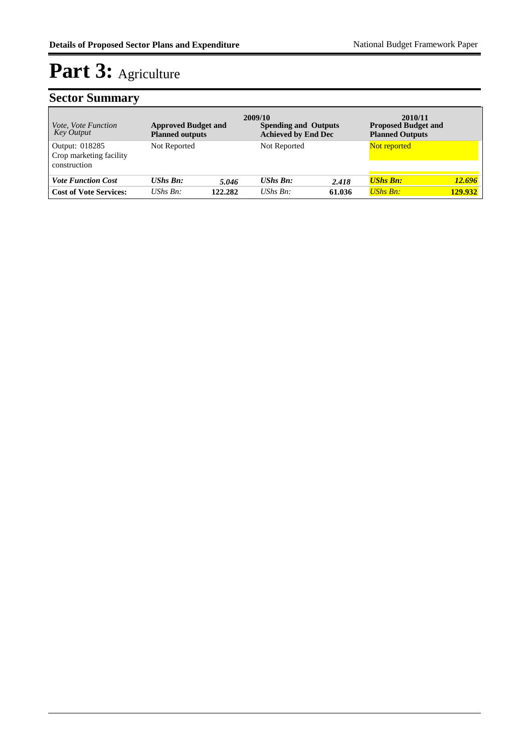# Part 3: Agriculture

## Sector Summary

| *Vote, Vote Function Key Output* | 2009/10 **Approved Budget and Planned outputs** | | **Spending and Outputs Achieved by End Dec** | | 2010/11 **Proposed Budget and Planned Outputs** | |
|---|---|---|---|---|---|---|
| Output: 018285 Crop marketing facility construction | Not Reported | | Not Reported | | Not reported | |
| ***Vote Function Cost*** | ***UShs Bn:*** | ***5.046*** | ***UShs Bn:*** | ***2.418*** | ***UShs Bn:*** | ***12.696*** |
| **Cost of Vote Services:** | *UShs Bn:* | **122.282** | *UShs Bn:* | **61.036** | *UShs Bn:* | **129.932** |